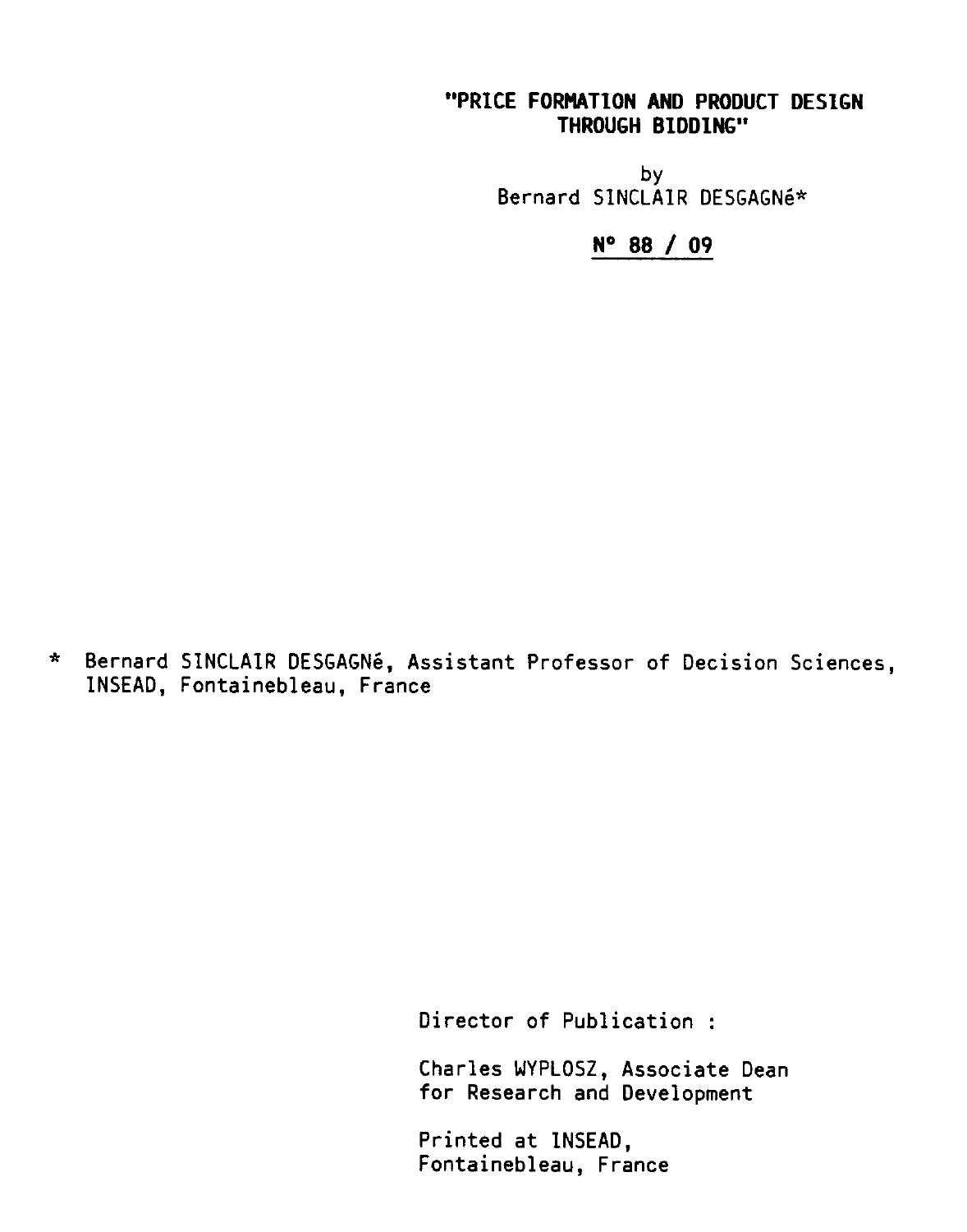# "PRICE FORMATION AND PRODUCT DESIGN THROUGH BIDDING"

by
Bernard SINCLAIR DESGAGNé*

**N° 88 / 09**

\* Bernard SINCLAIR DESGAGNé, Assistant Professor of Decision Sciences, INSEAD, Fontainebleau, France

Director of Publication :

Charles WYPLOSZ, Associate Dean for Research and Development

Printed at INSEAD, Fontainebleau, France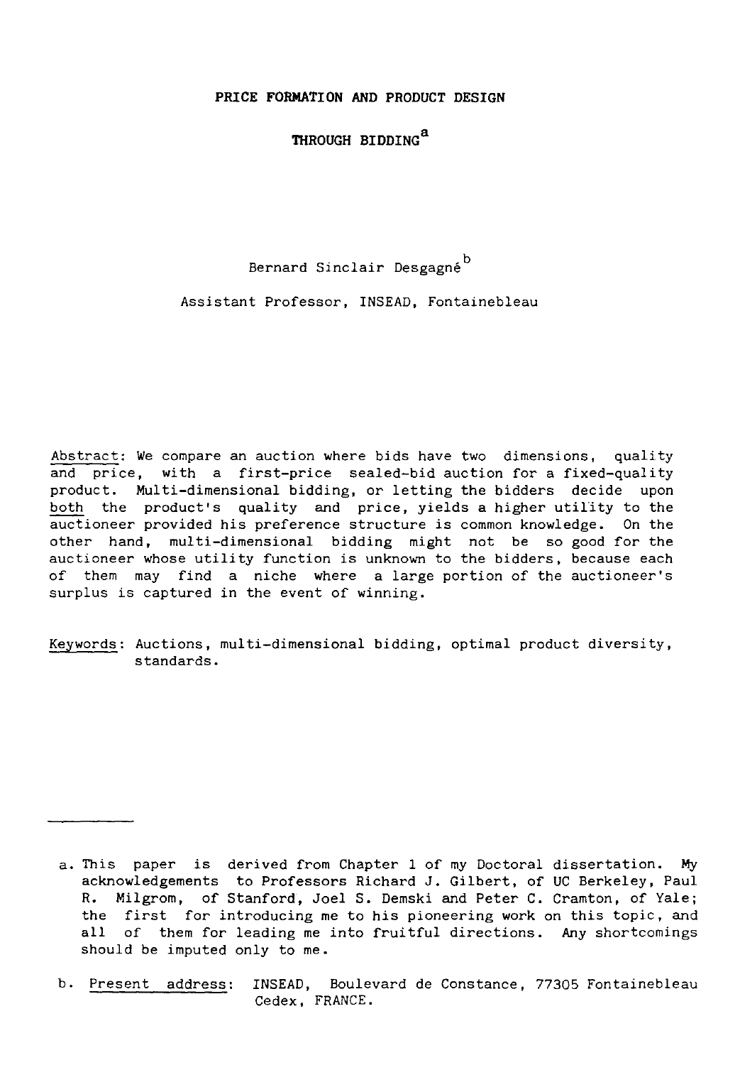# PRICE FORMATION AND PRODUCT DESIGN

# THROUGH BIDDING[a]

Bernard Sinclair Desgagné[b]

Assistant Professor, INSEAD, Fontainebleau

Abstract: We compare an auction where bids have two dimensions, quality and price, with a first-price sealed-bid auction for a fixed-quality product. Multi-dimensional bidding, or letting the bidders decide upon both the product's quality and price, yields a higher utility to the auctioneer provided his preference structure is common knowledge. On the other hand, multi-dimensional bidding might not be so good for the auctioneer whose utility function is unknown to the bidders, because each of them may find a niche where a large portion of the auctioneer's surplus is captured in the event of winning.

Keywords: Auctions, multi-dimensional bidding, optimal product diversity, standards.

---

a. This paper is derived from Chapter 1 of my Doctoral dissertation. My acknowledgements to Professors Richard J. Gilbert, of UC Berkeley, Paul R. Milgrom, of Stanford, Joel S. Demski and Peter C. Cramton, of Yale; the first for introducing me to his pioneering work on this topic, and all of them for leading me into fruitful directions. Any shortcomings should be imputed only to me.

b. Present address: INSEAD, Boulevard de Constance, 77305 Fontainebleau Cedex, FRANCE.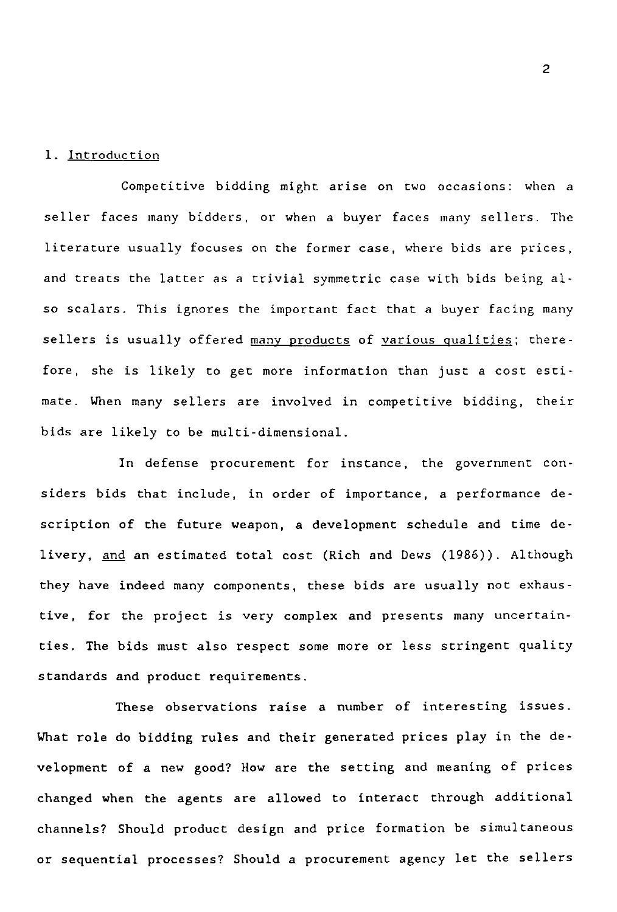## 1. Introduction

Competitive bidding might arise on two occasions: when a seller faces many bidders, or when a buyer faces many sellers. The literature usually focuses on the former case, where bids are prices, and treats the latter as a trivial symmetric case with bids being also scalars. This ignores the important fact that a buyer facing many sellers is usually offered <u>many products</u> of <u>various qualities</u>; therefore, she is likely to get more information than just a cost estimate. When many sellers are involved in competitive bidding, their bids are likely to be multi-dimensional.

In defense procurement for instance, the government considers bids that include, in order of importance, a performance description of the future weapon, a development schedule and time delivery, <u>and</u> an estimated total cost (Rich and Dews (1986)). Although they have indeed many components, these bids are usually not exhaustive, for the project is very complex and presents many uncertainties. The bids must also respect some more or less stringent quality standards and product requirements.

These observations raise a number of interesting issues. What role do bidding rules and their generated prices play in the development of a new good? How are the setting and meaning of prices changed when the agents are allowed to interact through additional channels? Should product design and price formation be simultaneous or sequential processes? Should a procurement agency let the sellers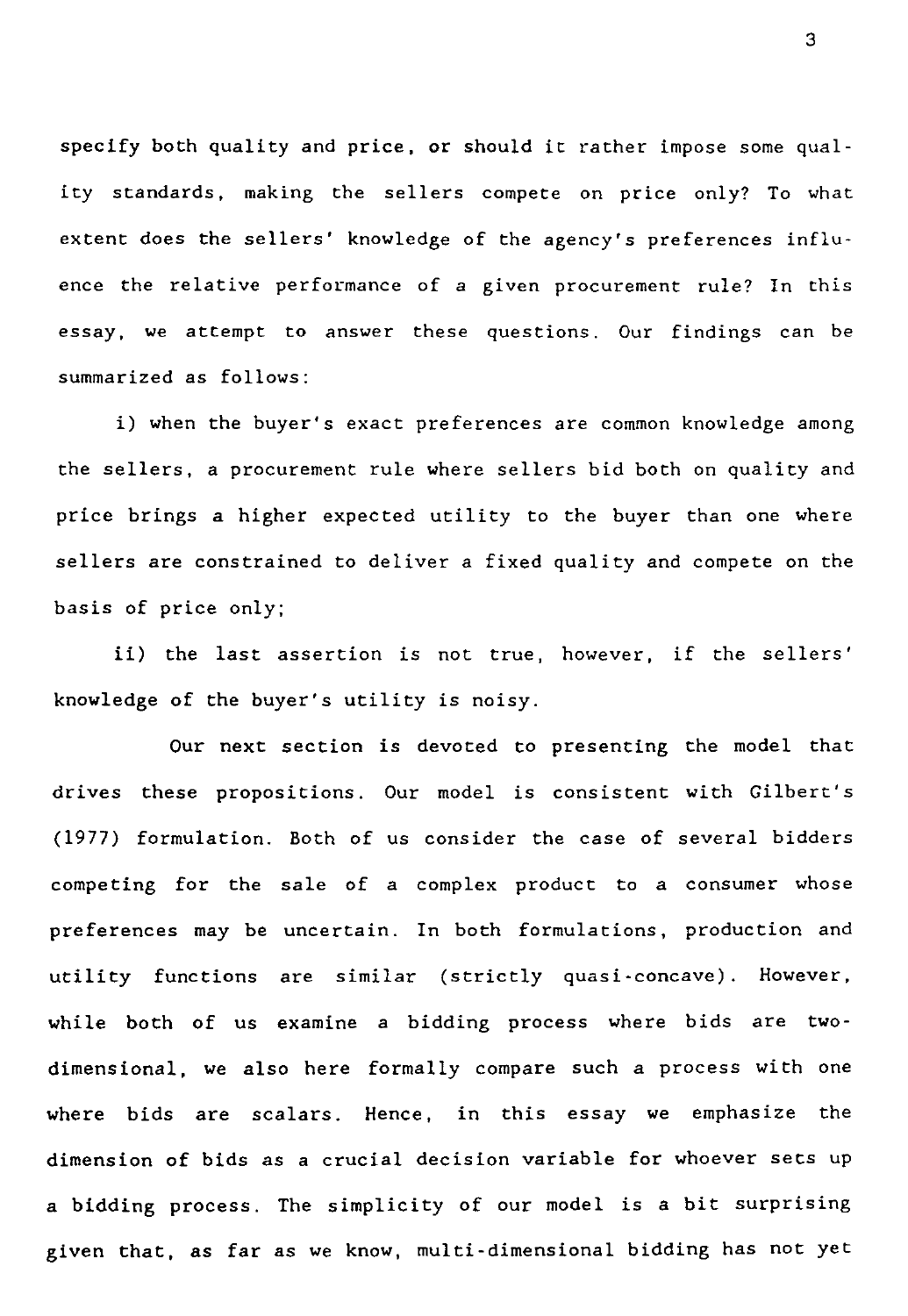specify both quality and price, or should it rather impose some quality standards, making the sellers compete on price only? To what extent does the sellers' knowledge of the agency's preferences influence the relative performance of a given procurement rule? In this essay, we attempt to answer these questions. Our findings can be summarized as follows:

i) when the buyer's exact preferences are common knowledge among the sellers, a procurement rule where sellers bid both on quality and price brings a higher expected utility to the buyer than one where sellers are constrained to deliver a fixed quality and compete on the basis of price only;

ii) the last assertion is not true, however, if the sellers' knowledge of the buyer's utility is noisy.

Our next section is devoted to presenting the model that drives these propositions. Our model is consistent with Gilbert's (1977) formulation. Both of us consider the case of several bidders competing for the sale of a complex product to a consumer whose preferences may be uncertain. In both formulations, production and utility functions are similar (strictly quasi-concave). However, while both of us examine a bidding process where bids are two-dimensional, we also here formally compare such a process with one where bids are scalars. Hence, in this essay we emphasize the dimension of bids as a crucial decision variable for whoever sets up a bidding process. The simplicity of our model is a bit surprising given that, as far as we know, multi-dimensional bidding has not yet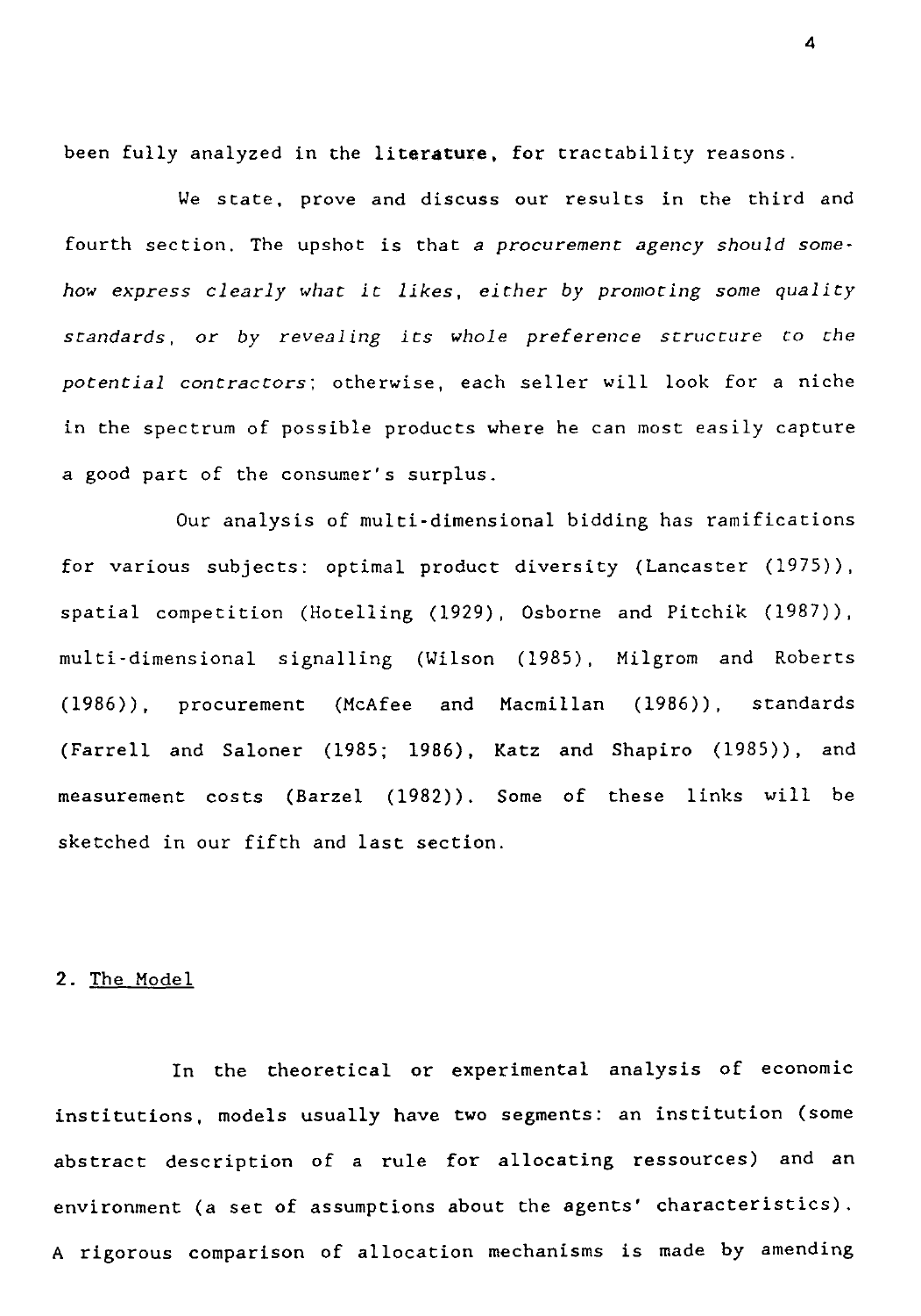been fully analyzed in the literature, for tractability reasons.

We state, prove and discuss our results in the third and fourth section. The upshot is that *a procurement agency should somehow express clearly what it likes, either by promoting some quality standards, or by revealing its whole preference structure to the potential contractors*; otherwise, each seller will look for a niche in the spectrum of possible products where he can most easily capture a good part of the consumer's surplus.

Our analysis of multi-dimensional bidding has ramifications for various subjects: optimal product diversity (Lancaster (1975)), spatial competition (Hotelling (1929), Osborne and Pitchik (1987)), multi-dimensional signalling (Wilson (1985), Milgrom and Roberts (1986)), procurement (McAfee and Macmillan (1986)), standards (Farrell and Saloner (1985; 1986), Katz and Shapiro (1985)), and measurement costs (Barzel (1982)). Some of these links will be sketched in our fifth and last section.

## 2. The Model

In the theoretical or experimental analysis of economic institutions, models usually have two segments: an institution (some abstract description of a rule for allocating ressources) and an environment (a set of assumptions about the agents' characteristics). A rigorous comparison of allocation mechanisms is made by amending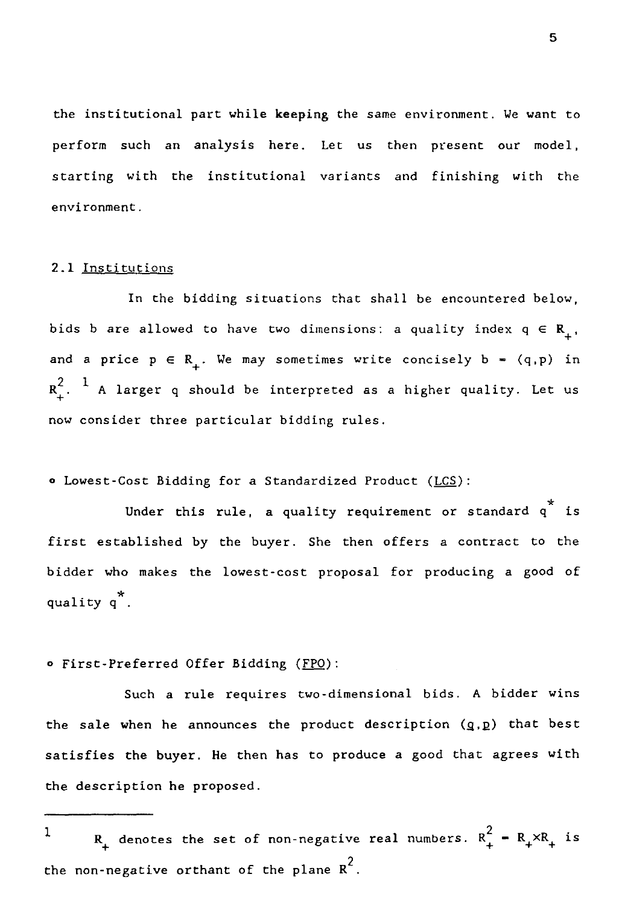the institutional part while **keeping** the same environment. We want to perform such an analysis here. Let us then present our model, starting with the institutional variants and finishing with the environment.

## 2.1 Institutions

In the bidding situations that shall be encountered below, bids b are allowed to have two dimensions: a quality index $q \in \mathbf{R}_+$, and a price $p \in \mathbf{R}_+$. We may sometimes write concisely $b = (q,p)$ in $\mathbf{R}_+^2$.[1] A larger q should be interpreted as a higher quality. Let us now consider three particular bidding rules.

- Lowest-Cost Bidding for a Standardized Product (LCS):

Under this rule, a quality requirement or standard $q^*$ is first established by the buyer. She then offers a contract to the bidder who makes the lowest-cost proposal for producing a good of quality $q^*$.

- First-Preferred Offer Bidding (FPO):

Such a rule requires two-dimensional bids. A bidder wins the sale when he announces the product description (q,p) that best satisfies the buyer. He then has to produce a good that agrees with the description he proposed.

---

[1] $\mathbf{R}_+$ denotes the set of non-negative real numbers. $\mathbf{R}_+^2 = \mathbf{R}_+ \times \mathbf{R}_+$ is the non-negative orthant of the plane $\mathbf{R}^2$.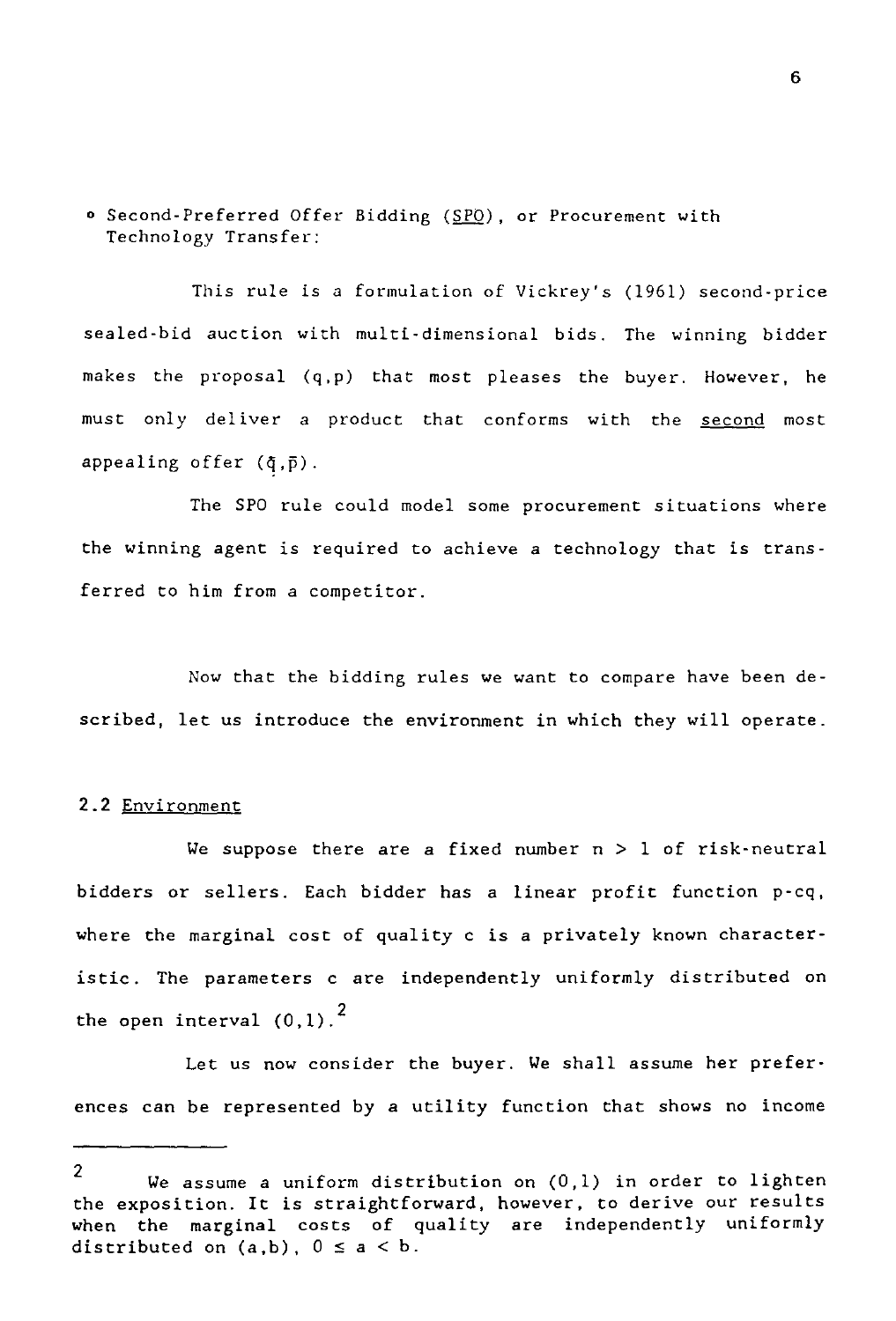- Second-Preferred Offer Bidding (<u>SPO</u>), or Procurement with Technology Transfer:

This rule is a formulation of Vickrey's (1961) second-price sealed-bid auction with multi-dimensional bids. The winning bidder makes the proposal $(q,p)$ that most pleases the buyer. However, he must only deliver a product that conforms with the <u>second</u> most appealing offer $(\tilde{q},\tilde{p})$.

The SPO rule could model some procurement situations where the winning agent is required to achieve a technology that is transferred to him from a competitor.

Now that the bidding rules we want to compare have been described, let us introduce the environment in which they will operate.

## 2.2 Environment

We suppose there are a fixed number $n > 1$ of risk-neutral bidders or sellers. Each bidder has a linear profit function $p-cq$, where the marginal cost of quality $c$ is a privately known characteristic. The parameters $c$ are independently uniformly distributed on the open interval $(0,1)$.[2]

Let us now consider the buyer. We shall assume her preferences can be represented by a utility function that shows no income

---

[2] We assume a uniform distribution on $(0,1)$ in order to lighten the exposition. It is straightforward, however, to derive our results when the marginal costs of quality are independently uniformly distributed on $(a,b)$, $0 \leq a < b$.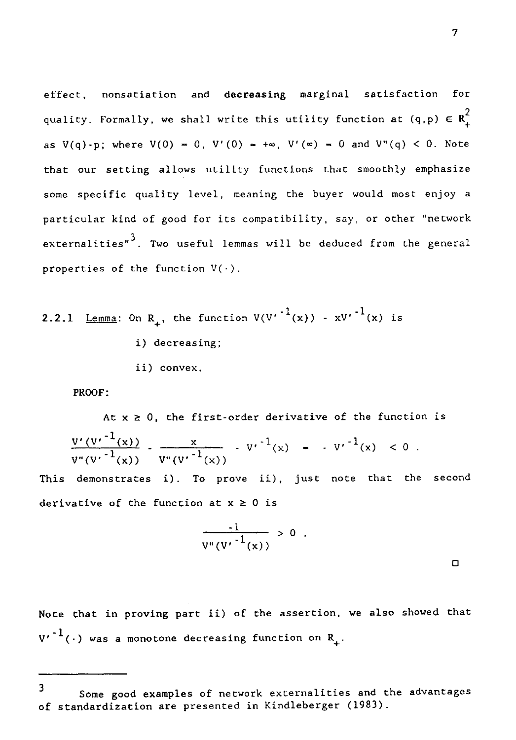effect, nonsatiation and **decreasing** marginal satisfaction for quality. Formally, we shall write this utility function at $(q,p) \in R_+^2$ as $V(q) \cdot p$; where $V(0) = 0$, $V'(0) = +\infty$, $V'(\infty) = 0$ and $V''(q) < 0$. Note that our setting allows utility functions that smoothly emphasize some specific quality level, meaning the buyer would most enjoy a particular kind of good for its compatibility, say, or other "network externalities"[3]. Two useful lemmas will be deduced from the general properties of the function $V(\cdot)$.

**2.2.1** Lemma: On $R_+$, the function $V(V'^{-1}(x)) - xV'^{-1}(x)$ is

i) decreasing;

ii) convex.

**PROOF:**

At $x \geq 0$, the first-order derivative of the function is

$$\frac{V'(V'^{-1}(x))}{V''(V'^{-1}(x))} - \frac{x}{V''(V'^{-1}(x))} - V'^{-1}(x) = - V'^{-1}(x) < 0 .$$

This demonstrates i). To prove ii), just note that the second derivative of the function at $x \geq 0$ is

$$\frac{-1}{V''(V'^{-1}(x))} > 0 .$$

□

Note that in proving part ii) of the assertion, we also showed that $V'^{-1}(\cdot)$ was a monotone decreasing function on $R_+$.

---

[3] Some good examples of network externalities and the advantages of standardization are presented in Kindleberger (1983).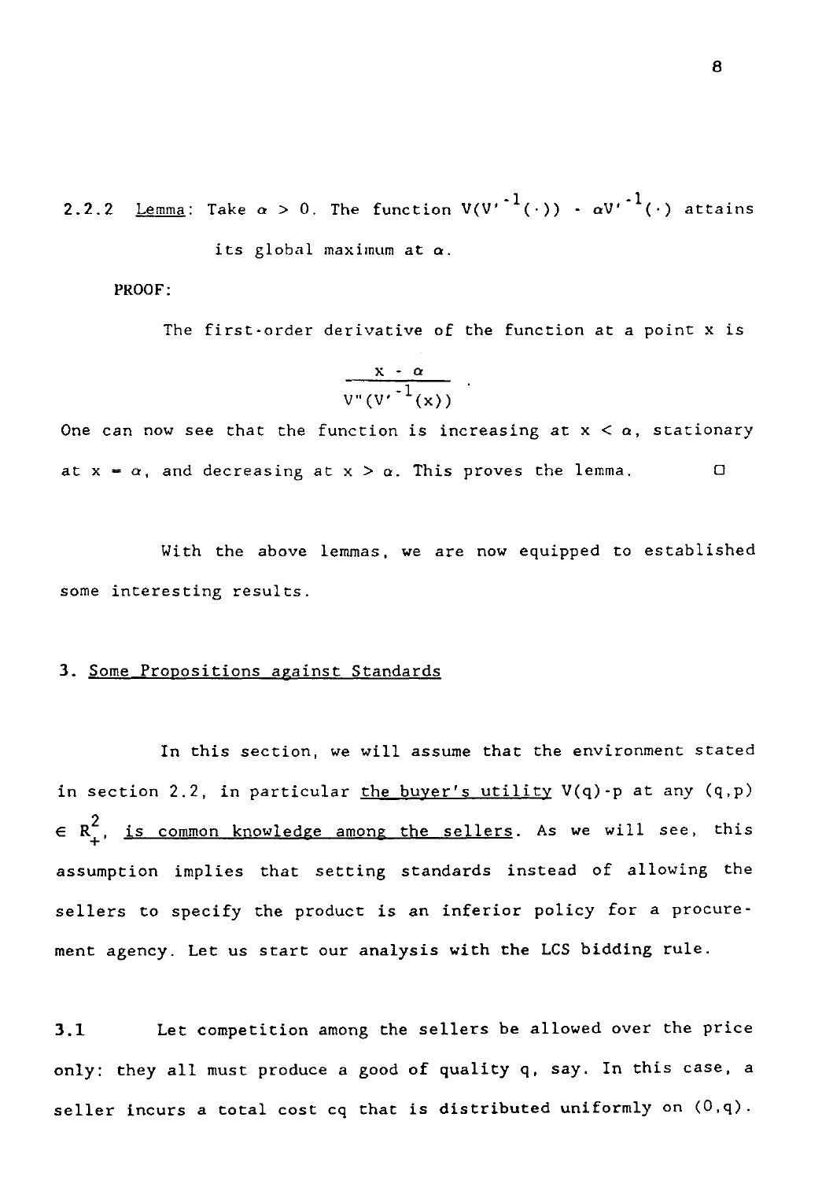2.2.2 Lemma: Take $\alpha > 0$. The function $V(V'^{-1}(\cdot)) - \alpha V'^{-1}(\cdot)$ attains its global maximum at $\alpha$.

PROOF:

The first-order derivative of the function at a point x is

$$\frac{x - \alpha}{V''(V'^{-1}(x))} .$$

One can now see that the function is increasing at $x < \alpha$, stationary at $x = \alpha$, and decreasing at $x > \alpha$. This proves the lemma. □

With the above lemmas, we are now equipped to established some interesting results.

## 3. Some Propositions against Standards

In this section, we will assume that the environment stated in section 2.2, in particular the buyer's utility $V(q)-p$ at any $(q,p) \in R^2_+$, is common knowledge among the sellers. As we will see, this assumption implies that setting standards instead of allowing the sellers to specify the product is an inferior policy for a procurement agency. Let us start our analysis with the LCS bidding rule.

**3.1** Let competition among the sellers be allowed over the price only: they all must produce a good of quality q, say. In this case, a seller incurs a total cost $cq$ that is distributed uniformly on $(0,q)$.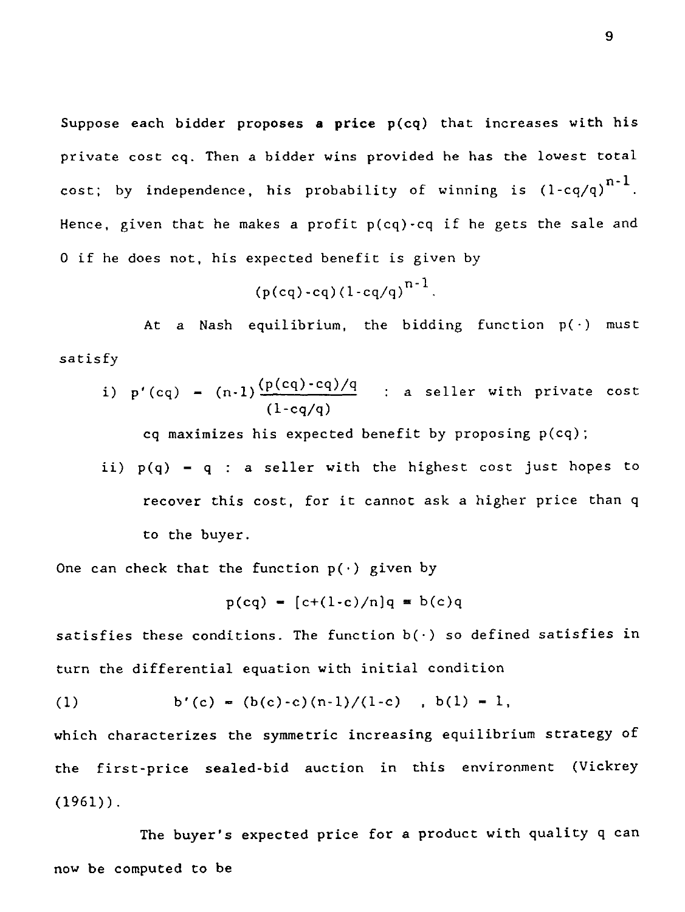Suppose each bidder **proposes a price** $p(cq)$ that increases with his private cost $cq$. Then a bidder wins provided he has the lowest total cost; by independence, his probability of winning is $(1-cq/q)^{n-1}$. Hence, given that he makes a profit $p(cq)-cq$ if he gets the sale and 0 if he does not, his expected benefit is given by

$$(p(cq)-cq)(1-cq/q)^{n-1}.$$

At a Nash equilibrium, the bidding function $p(\cdot)$ must satisfy

i) $p'(cq) = (n-1)\dfrac{(p(cq)-cq)/q}{(1-cq/q)}$ : a seller with private cost $cq$ maximizes his expected benefit by proposing $p(cq)$;

ii) $p(q) = q$ : a seller with the highest cost just hopes to recover this cost, for it cannot ask a higher price than $q$ to the buyer.

One can check that the function $p(\cdot)$ given by

$$p(cq) = [c+(1-c)/n]q \equiv b(c)q$$

satisfies these conditions. The function $b(\cdot)$ so defined satisfies in turn the differential equation with initial condition

$$\text{(1)} \qquad b'(c) = (b(c)-c)(n-1)/(1-c) \quad , \; b(1) = 1,$$

which characterizes the symmetric increasing equilibrium strategy of the first-price sealed-bid auction in this environment (Vickrey (1961)).

The buyer's expected price for a product with quality $q$ can now be computed to be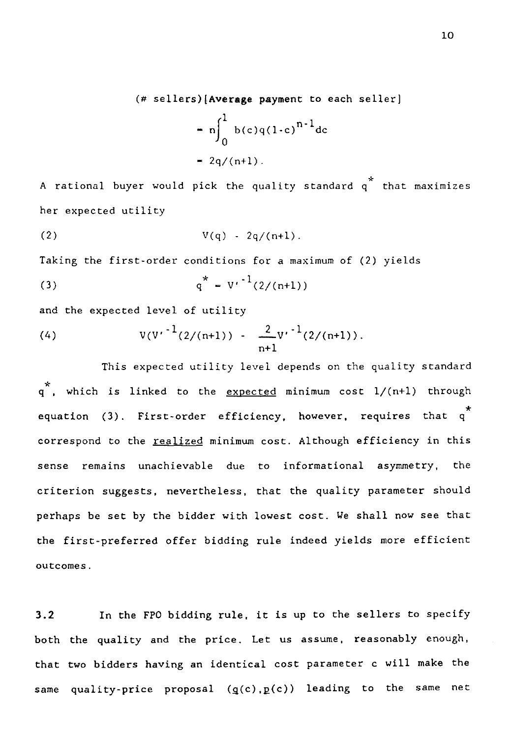$$(\text{\# sellers})[\textbf{Average payment to each seller}]$$

$$= n\int_0^1 b(c)q(1-c)^{n-1}dc$$

$$= 2q/(n+1).$$

A rational buyer would pick the quality standard $q^*$ that maximizes her expected utility

$$V(q) - 2q/(n+1). \tag{2}$$

Taking the first-order conditions for a maximum of (2) yields

$$q^* = V'^{-1}(2/(n+1)) \tag{3}$$

and the expected level of utility

$$V(V'^{-1}(2/(n+1))) - \frac{2}{n+1}V'^{-1}(2/(n+1)). \tag{4}$$

This expected utility level depends on the quality standard $q^*$, which is linked to the expected minimum cost $1/(n+1)$ through equation (3). First-order efficiency, however, requires that $q^*$ correspond to the realized minimum cost. Although efficiency in this sense remains unachievable due to informational asymmetry, the criterion suggests, nevertheless, that the quality parameter should perhaps be set by the bidder with lowest cost. We shall now see that the first-preferred offer bidding rule indeed yields more efficient outcomes.

**3.2** In the FPO bidding rule, it is up to the sellers to specify both the quality and the price. Let us assume, reasonably enough, that two bidders having an identical cost parameter c will make the same quality-price proposal $(\underline{q}(c), \underline{p}(c))$ leading to the same net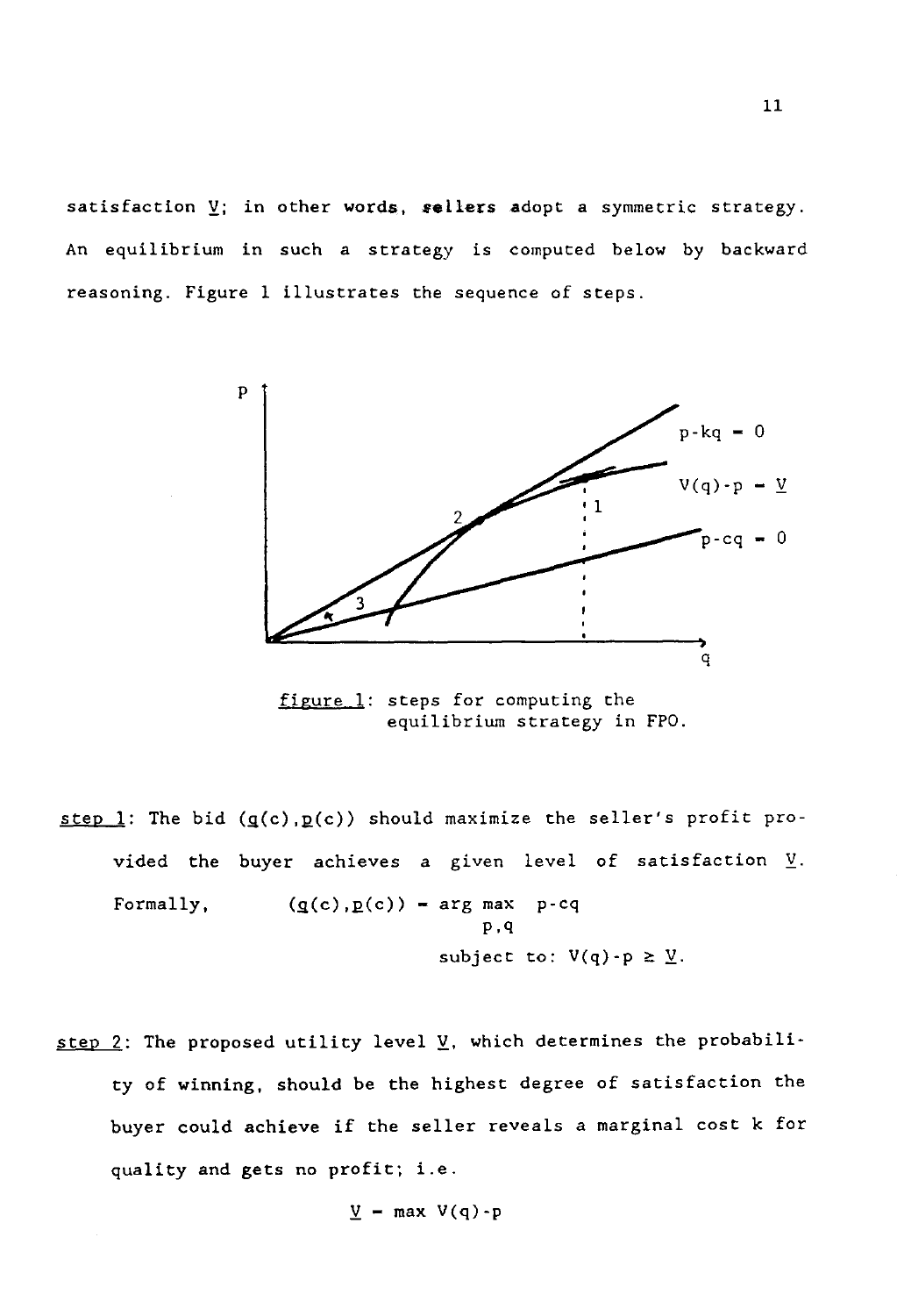satisfaction $\underline{V}$; in other words, sellers adopt a symmetric strategy. An equilibrium in such a strategy is computed below by backward reasoning. Figure 1 illustrates the sequence of steps.

figure 1: steps for computing the equilibrium strategy in FPO.

step 1: The bid $(\underline{q}(c), \underline{p}(c))$ should maximize the seller's profit provided the buyer achieves a given level of satisfaction $\underline{V}$. Formally,

$$(\underline{q}(c), \underline{p}(c)) = \arg\max_{p,q} \; p - cq$$
$$\text{subject to: } V(q) - p \geq \underline{V}.$$

step 2: The proposed utility level $\underline{V}$, which determines the probability of winning, should be the highest degree of satisfaction the buyer could achieve if the seller reveals a marginal cost k for quality and gets no profit; i.e.

$$\underline{V} = \max V(q) - p$$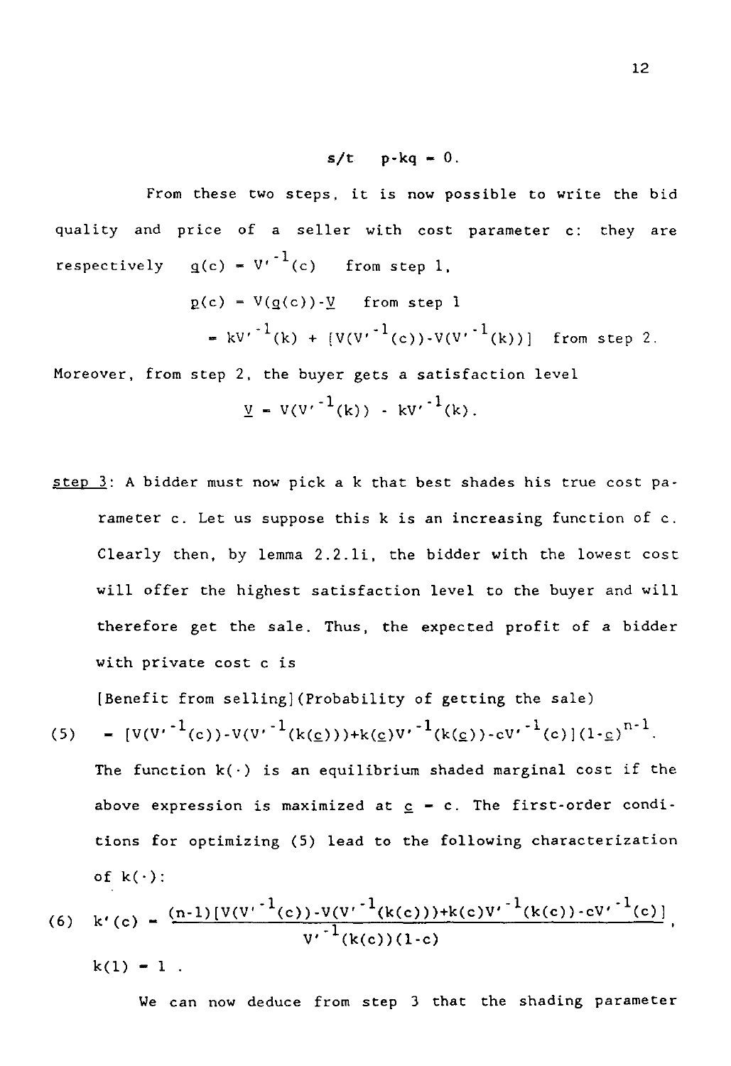$$s/t \quad p - kq = 0.$$

From these two steps, it is now possible to write the bid quality and price of a seller with cost parameter c: they are respectively $\underline{q}(c) = V'^{-1}(c)$ from step 1,

$$\underline{p}(c) = V(\underline{q}(c)) - \underline{V} \quad \text{from step 1}$$

$$= kV'^{-1}(k) + [V(V'^{-1}(c)) - V(V'^{-1}(k))] \quad \text{from step 2.}$$

Moreover, from step 2, the buyer gets a satisfaction level

$$\underline{V} = V(V'^{-1}(k)) - kV'^{-1}(k).$$

step 3: A bidder must now pick a k that best shades his true cost parameter c. Let us suppose this k is an increasing function of c. Clearly then, by lemma 2.2.1i, the bidder with the lowest cost will offer the highest satisfaction level to the buyer and will therefore get the sale. Thus, the expected profit of a bidder with private cost c is

[Benefit from selling](Probability of getting the sale)

$$(5) \quad = [V(V'^{-1}(c)) - V(V'^{-1}(k(\underline{c}))) + k(\underline{c})V'^{-1}(k(\underline{c})) - cV'^{-1}(c)](1-\underline{c})^{n-1}.$$

The function $k(\cdot)$ is an equilibrium shaded marginal cost if the above expression is maximized at $\underline{c} = c$. The first-order conditions for optimizing (5) lead to the following characterization of $k(\cdot)$:

$$(6) \quad k'(c) = \frac{(n-1)[V(V'^{-1}(c)) - V(V'^{-1}(k(c))) + k(c)V'^{-1}(k(c)) - cV'^{-1}(c)]}{V'^{-1}(k(c))(1-c)},$$

$$k(1) = 1 .$$

We can now deduce from step 3 that the shading parameter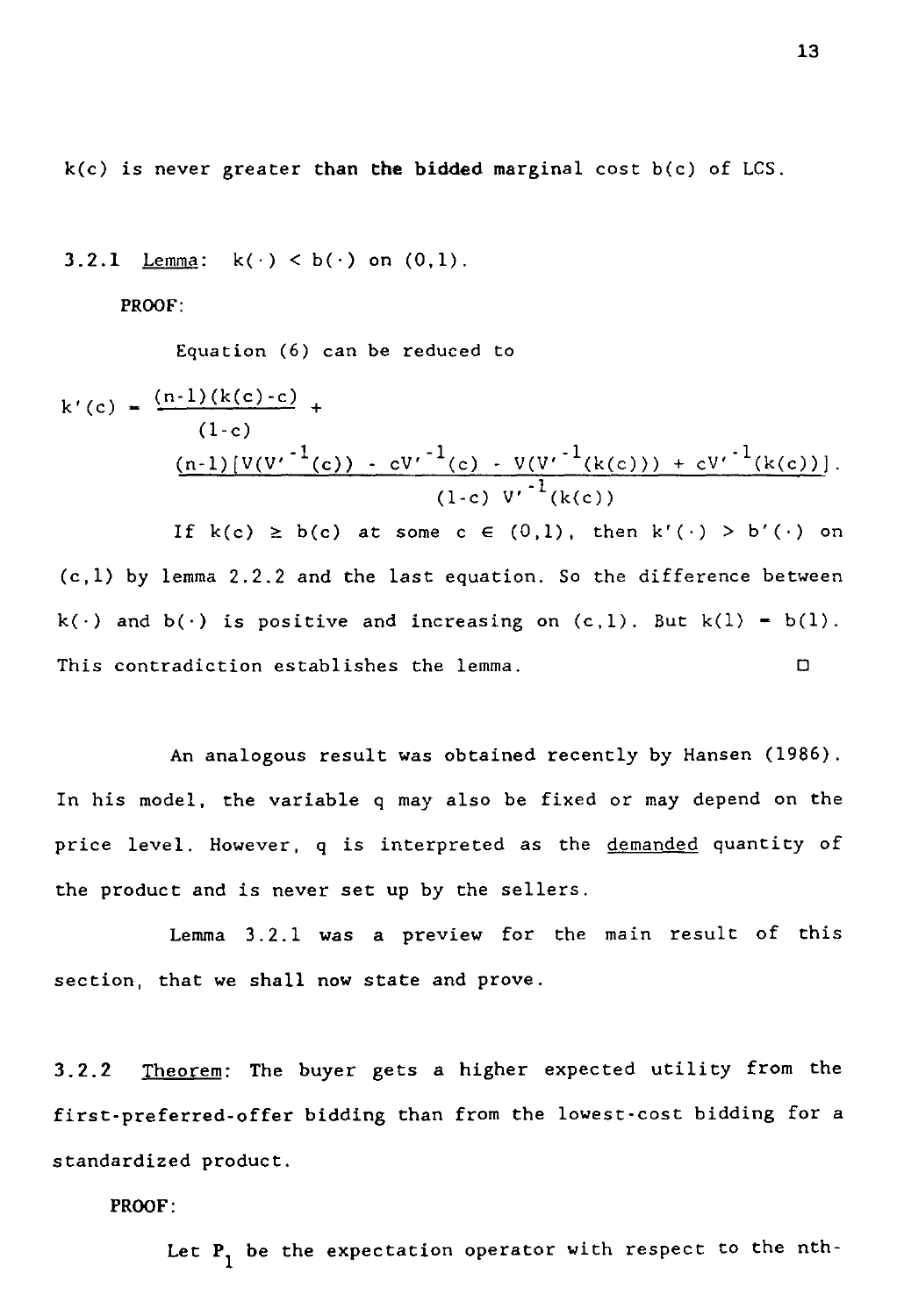$k(c)$ is never greater than the bidded marginal cost $b(c)$ of LCS.

**3.2.1** Lemma: $k(\cdot) < b(\cdot)$ on $(0,1)$.

**PROOF:**

Equation (6) can be reduced to

$$k'(c) = \frac{(n-1)(k(c)-c)}{(1-c)} + \frac{(n-1)[V(V'^{-1}(c)) - cV'^{-1}(c) - V(V'^{-1}(k(c))) + cV'^{-1}(k(c))]}{(1-c)\, V'^{-1}(k(c))}.$$

If $k(c) \geq b(c)$ at some $c \in (0,1)$, then $k'(\cdot) > b'(\cdot)$ on $(c,1)$ by lemma 2.2.2 and the last equation. So the difference between $k(\cdot)$ and $b(\cdot)$ is positive and increasing on $(c,1)$. But $k(1) = b(1)$. This contradiction establishes the lemma. □

An analogous result was obtained recently by Hansen (1986). In his model, the variable $q$ may also be fixed or may depend on the price level. However, $q$ is interpreted as the demanded quantity of the product and is never set up by the sellers.

Lemma 3.2.1 was a preview for the main result of this section, that we shall now state and prove.

**3.2.2** Theorem: The buyer gets a higher expected utility from the first-preferred-offer bidding than from the lowest-cost bidding for a standardized product.

**PROOF:**

Let $P_1$ be the expectation operator with respect to the nth-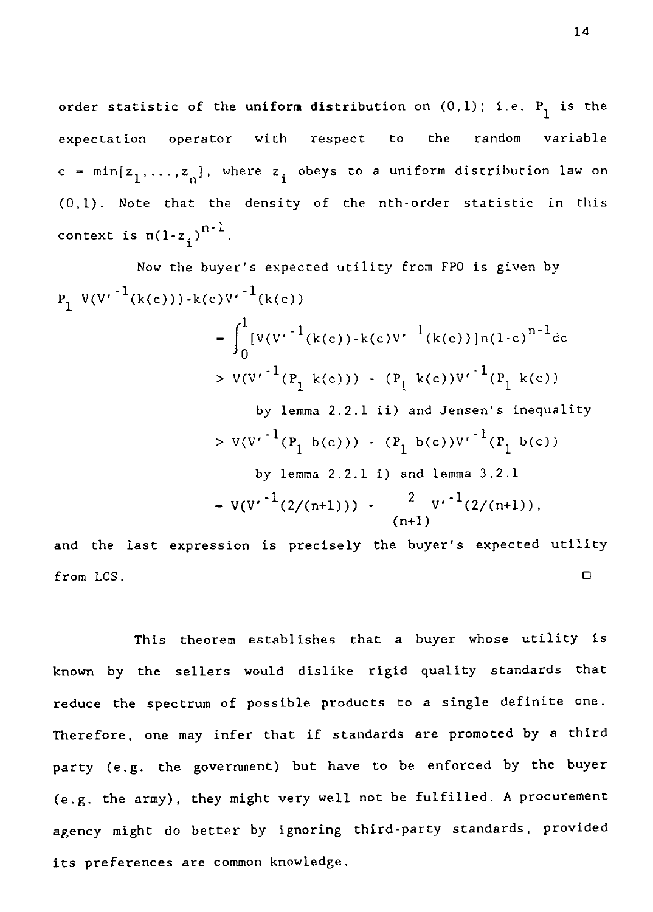order statistic of the **uniform distribution** on (0,1); i.e. $P_1$ is the expectation operator with respect to the random variable $c = \min[z_1,\ldots,z_n]$, where $z_i$ obeys to a uniform distribution law on (0,1). Note that the density of the nth-order statistic in this context is $n(1-z_i)^{n-1}$.

Now the buyer's expected utility from FPO is given by

$$
\begin{aligned}
P_1\ & V(V'^{-1}(k(c)))-k(c)V'^{-1}(k(c)) \\
&= \int_0^1 [V(V'^{-1}(k(c))-k(c)V'^{\ 1}(k(c))]n(1-c)^{n-1}dc \\
&> V(V'^{-1}(P_1\ k(c))) - (P_1\ k(c))V'^{-1}(P_1\ k(c)) \\
&\qquad \text{by lemma 2.2.1 ii) and Jensen's inequality} \\
&> V(V'^{-1}(P_1\ b(c))) - (P_1\ b(c))V'^{-1}(P_1\ b(c)) \\
&\qquad \text{by lemma 2.2.1 i) and lemma 3.2.1} \\
&= V(V'^{-1}(2/(n+1))) - \frac{2}{(n+1)} V'^{-1}(2/(n+1)),
\end{aligned}
$$

and the last expression is precisely the buyer's expected utility from LCS. □

This theorem establishes that a buyer whose utility is known by the sellers would dislike rigid quality standards that reduce the spectrum of possible products to a single definite one. Therefore, one may infer that if standards are promoted by a third party (e.g. the government) but have to be enforced by the buyer (e.g. the army), they might very well not be fulfilled. A procurement agency might do better by ignoring third-party standards, provided its preferences are common knowledge.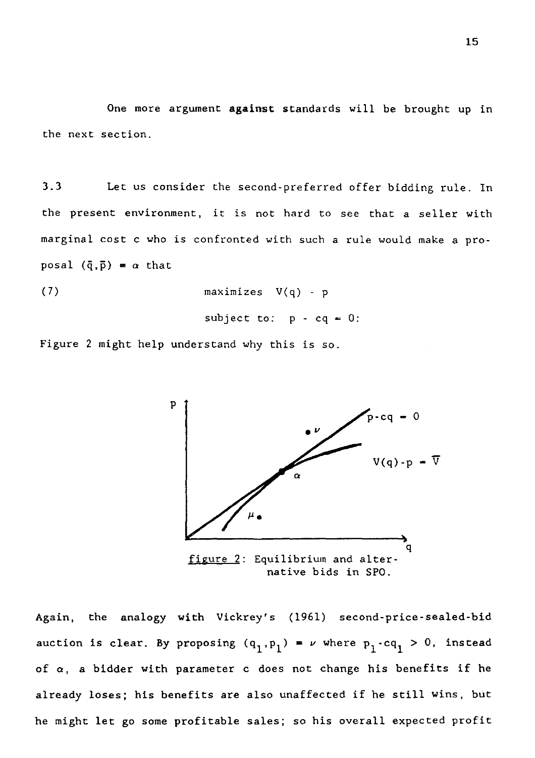One more argument **against** standards will be brought up in the next section.

3.3 Let us consider the second-preferred offer bidding rule. In the present environment, it is not hard to see that a seller with marginal cost c who is confronted with such a rule would make a proposal $(\bar{q},\bar{p}) = \alpha$ that

$$\text{(7)} \qquad \text{maximizes } V(q) - p$$
$$\text{subject to: } p - cq = 0:$$

Figure 2 might help understand why this is so.

figure 2: Equilibrium and alternative bids in SPO.

Again, the analogy with Vickrey's (1961) second-price-sealed-bid auction is clear. By proposing $(q_1,p_1) = \nu$ where $p_1 - cq_1 > 0$, instead of $\alpha$, a bidder with parameter c does not change his benefits if he already loses; his benefits are also unaffected if he still wins, but he might let go some profitable sales; so his overall expected profit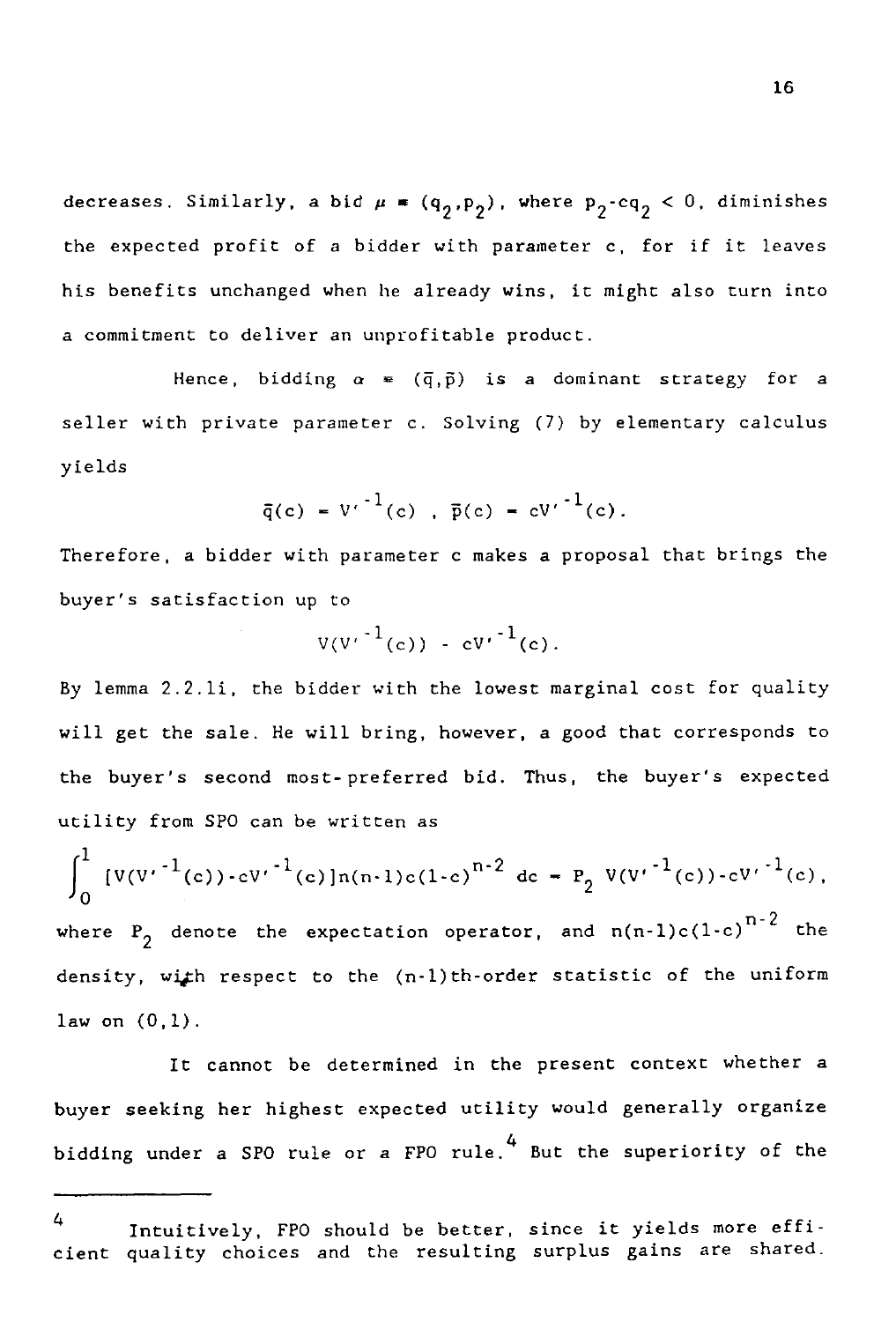decreases. Similarly, a bid $\mu = (q_2, p_2)$, where $p_2 - cq_2 < 0$, diminishes the expected profit of a bidder with parameter c, for if it leaves his benefits unchanged when he already wins, it might also turn into a commitment to deliver an unprofitable product.

Hence, bidding $\alpha = (\bar{q}, \bar{p})$ is a dominant strategy for a seller with private parameter c. Solving (7) by elementary calculus yields

$$\bar{q}(c) = V'^{-1}(c) \ , \ \bar{p}(c) = cV'^{-1}(c).$$

Therefore, a bidder with parameter c makes a proposal that brings the buyer's satisfaction up to

$$V(V'^{-1}(c)) - cV'^{-1}(c).$$

By lemma 2.2.1i, the bidder with the lowest marginal cost for quality will get the sale. He will bring, however, a good that corresponds to the buyer's second most-preferred bid. Thus, the buyer's expected utility from SPO can be written as

$$\int_0^1 [V(V'^{-1}(c)) - cV'^{-1}(c)]n(n-1)c(1-c)^{n-2}\, dc = P_2 \ V(V'^{-1}(c)) - cV'^{-1}(c),$$

where $P_2$ denote the expectation operator, and $n(n-1)c(1-c)^{n-2}$ the density, with respect to the (n-1)th-order statistic of the uniform law on (0,1).

It cannot be determined in the present context whether a buyer seeking her highest expected utility would generally organize bidding under a SPO rule or a FPO rule.[4] But the superiority of the

---

[4] Intuitively, FPO should be better, since it yields more efficient quality choices and the resulting surplus gains are shared.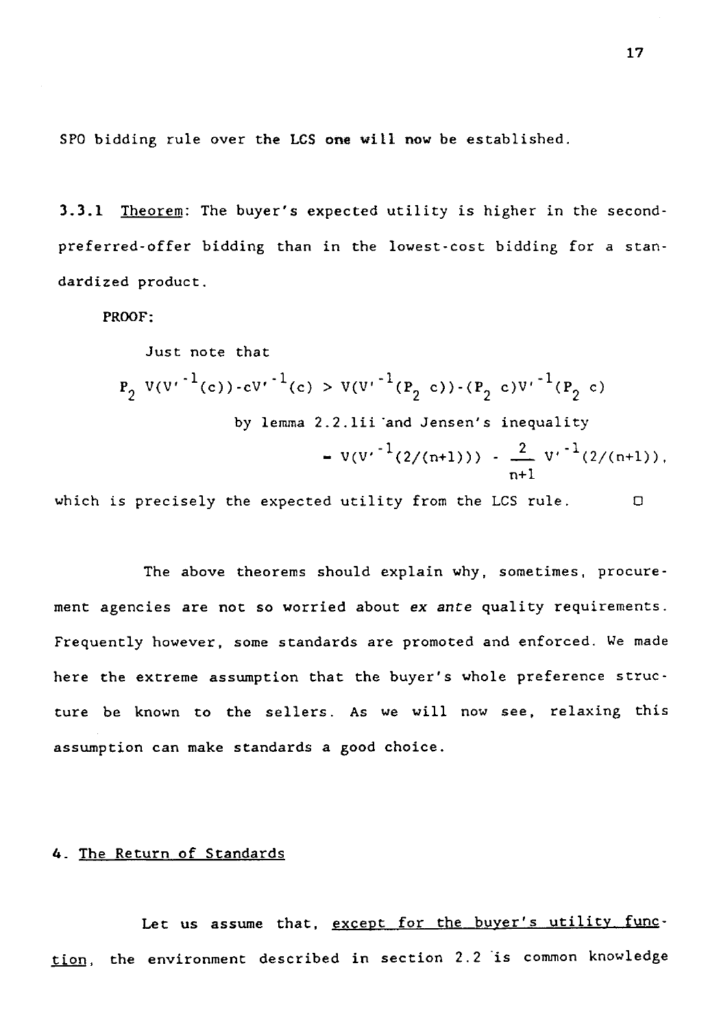SPO bidding rule over the LCS one will now be established.

**3.3.1** Theorem: The buyer's expected utility is higher in the second-preferred-offer bidding than in the lowest-cost bidding for a standardized product.

PROOF:

Just note that

$$P_2\, V(V'^{-1}(c)) - cV'^{-1}(c) > V(V'^{-1}(P_2\, c)) - (P_2\, c)V'^{-1}(P_2\, c)$$

by lemma 2.2.1ii and Jensen's inequality

$$= V(V'^{-1}(2/(n+1))) - \frac{2}{n+1}\, V'^{-1}(2/(n+1)),$$

which is precisely the expected utility from the LCS rule. □

The above theorems should explain why, sometimes, procurement agencies are not so worried about *ex ante* quality requirements. Frequently however, some standards are promoted and enforced. We made here the extreme assumption that the buyer's whole preference structure be known to the sellers. As we will now see, relaxing this assumption can make standards a good choice.

## 4. The Return of Standards

Let us assume that, except for the buyer's utility function, the environment described in section 2.2 is common knowledge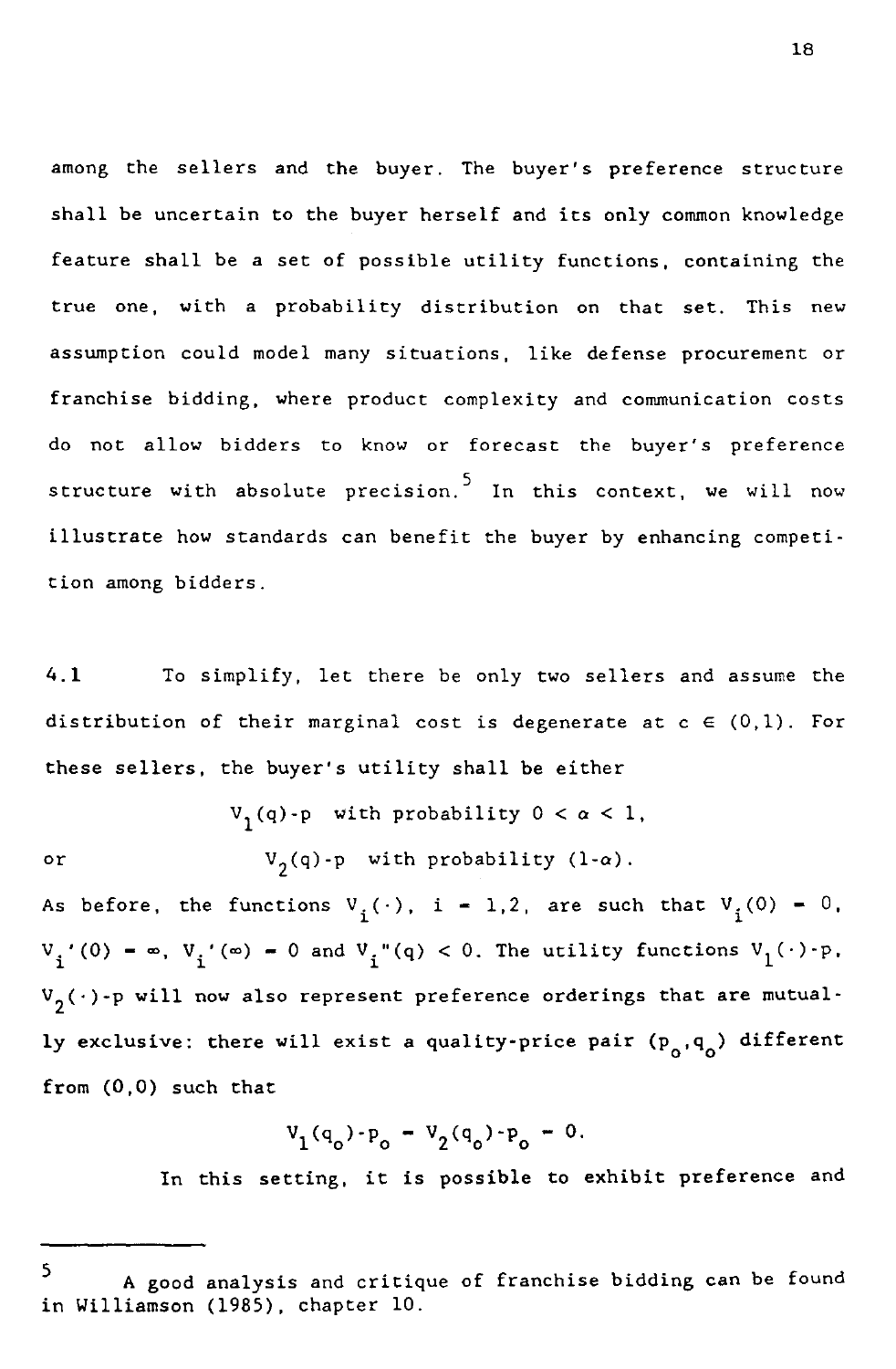among the sellers and the buyer. The buyer's preference structure shall be uncertain to the buyer herself and its only common knowledge feature shall be a set of possible utility functions, containing the true one, with a probability distribution on that set. This new assumption could model many situations, like defense procurement or franchise bidding, where product complexity and communication costs do not allow bidders to know or forecast the buyer's preference structure with absolute precision.[5] In this context, we will now illustrate how standards can benefit the buyer by enhancing competition among bidders.

4.1 To simplify, let there be only two sellers and assume the distribution of their marginal cost is degenerate at $c \in (0,1)$. For these sellers, the buyer's utility shall be either

$$V_1(q)\text{-}p \quad \text{with probability } 0 < \alpha < 1,$$

or

$$V_2(q)\text{-}p \quad \text{with probability } (1\text{-}\alpha).$$

As before, the functions $V_i(\cdot)$, $i = 1,2$, are such that $V_i(0) = 0$, $V_i'(0) = \infty$, $V_i'(\infty) = 0$ and $V_i''(q) < 0$. The utility functions $V_1(\cdot)\text{-}p$, $V_2(\cdot)\text{-}p$ will now also represent preference orderings that are mutually exclusive: there will exist a quality-price pair $(p_o,q_o)$ different from $(0,0)$ such that

$$V_1(q_o)\text{-}p_o = V_2(q_o)\text{-}p_o = 0.$$

In this setting, it is possible to exhibit preference and

---

[5] A good analysis and critique of franchise bidding can be found in Williamson (1985), chapter 10.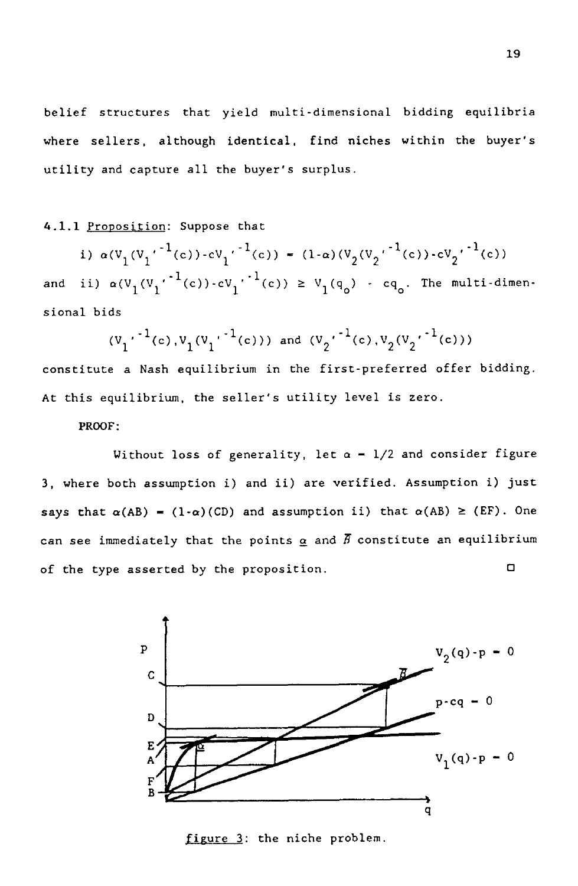belief structures that yield multi-dimensional bidding equilibria where sellers, although identical, find niches within the buyer's utility and capture all the buyer's surplus.

4.1.1 Proposition: Suppose that

i) $\alpha(V_1(V_1'^{-1}(c))-cV_1'^{-1}(c)) = (1-\alpha)(V_2(V_2'^{-1}(c))-cV_2'^{-1}(c))$

and ii) $\alpha(V_1(V_1'^{-1}(c))-cV_1'^{-1}(c)) \geq V_1(q_o) - cq_o$. The multi-dimensional bids

$$(V_1'^{-1}(c), V_1(V_1'^{-1}(c))) \text{ and } (V_2'^{-1}(c), V_2(V_2'^{-1}(c)))$$

constitute a Nash equilibrium in the first-preferred offer bidding. At this equilibrium, the seller's utility level is zero.

**PROOF:**

Without loss of generality, let $\alpha = 1/2$ and consider figure 3, where both assumption i) and ii) are verified. Assumption i) just says that $\alpha(AB) = (1-\alpha)(CD)$ and assumption ii) that $\alpha(AB) \geq (EF)$. One can see immediately that the points $\underline{\alpha}$ and $\bar{B}$ constitute an equilibrium of the type asserted by the proposition. □

figure 3: the niche problem.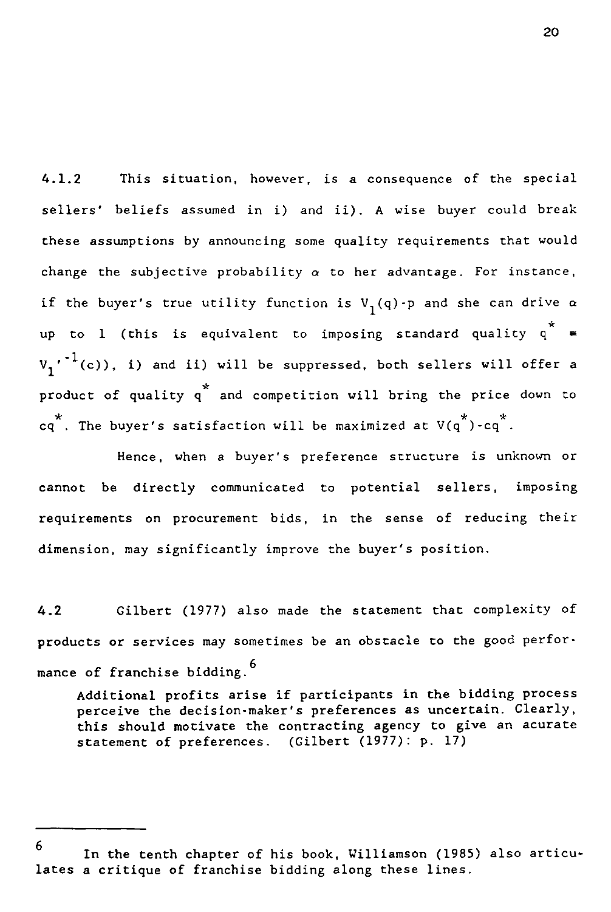4.1.2 This situation, however, is a consequence of the special sellers' beliefs assumed in i) and ii). A wise buyer could break these assumptions by announcing some quality requirements that would change the subjective probability $\alpha$ to her advantage. For instance, if the buyer's true utility function is $V_1(q)$-p and she can drive $\alpha$ up to 1 (this is equivalent to imposing standard quality $q^* = V_1'^{-1}(c)$), i) and ii) will be suppressed, both sellers will offer a product of quality $q^*$ and competition will bring the price down to $cq^*$. The buyer's satisfaction will be maximized at $V(q^*)-cq^*$.

Hence, when a buyer's preference structure is unknown or cannot be directly communicated to potential sellers, imposing requirements on procurement bids, in the sense of reducing their dimension, may significantly improve the buyer's position.

4.2 Gilbert (1977) also made the statement that complexity of products or services may sometimes be an obstacle to the good performance of franchise bidding.[6]

> Additional profits arise if participants in the bidding process perceive the decision-maker's preferences as uncertain. Clearly, this should motivate the contracting agency to give an acurate statement of preferences. (Gilbert (1977): p. 17)

---

[6] In the tenth chapter of his book, Williamson (1985) also articulates a critique of franchise bidding along these lines.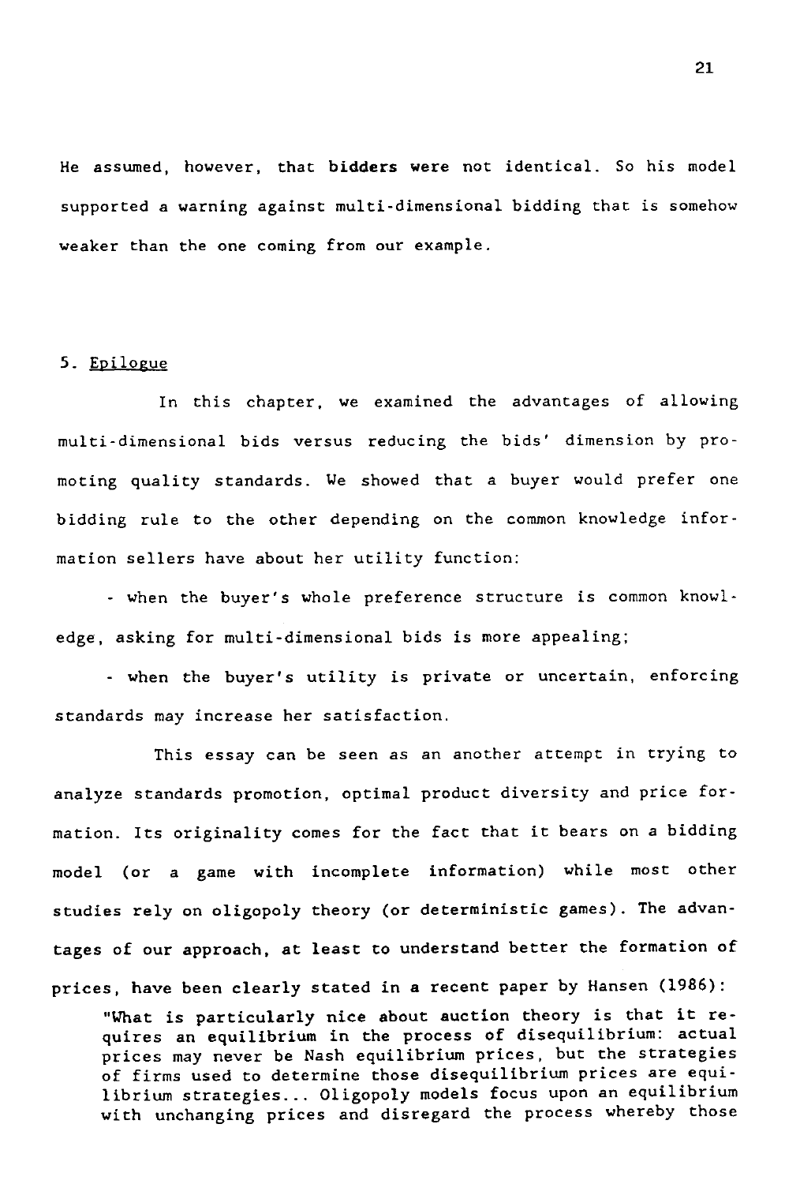He assumed, however, that bidders were not identical. So his model supported a warning against multi-dimensional bidding that is somehow weaker than the one coming from our example.

## 5. Epilogue

In this chapter, we examined the advantages of allowing multi-dimensional bids versus reducing the bids' dimension by promoting quality standards. We showed that a buyer would prefer one bidding rule to the other depending on the common knowledge information sellers have about her utility function:

- when the buyer's whole preference structure is common knowledge, asking for multi-dimensional bids is more appealing;

- when the buyer's utility is private or uncertain, enforcing standards may increase her satisfaction.

This essay can be seen as an another attempt in trying to analyze standards promotion, optimal product diversity and price formation. Its originality comes for the fact that it bears on a bidding model (or a game with incomplete information) while most other studies rely on oligopoly theory (or deterministic games). The advantages of our approach, at least to understand better the formation of prices, have been clearly stated in a recent paper by Hansen (1986):

> "What is particularly nice about auction theory is that it requires an equilibrium in the process of disequilibrium: actual prices may never be Nash equilibrium prices, but the strategies of firms used to determine those disequilibrium prices are equilibrium strategies... Oligopoly models focus upon an equilibrium with unchanging prices and disregard the process whereby those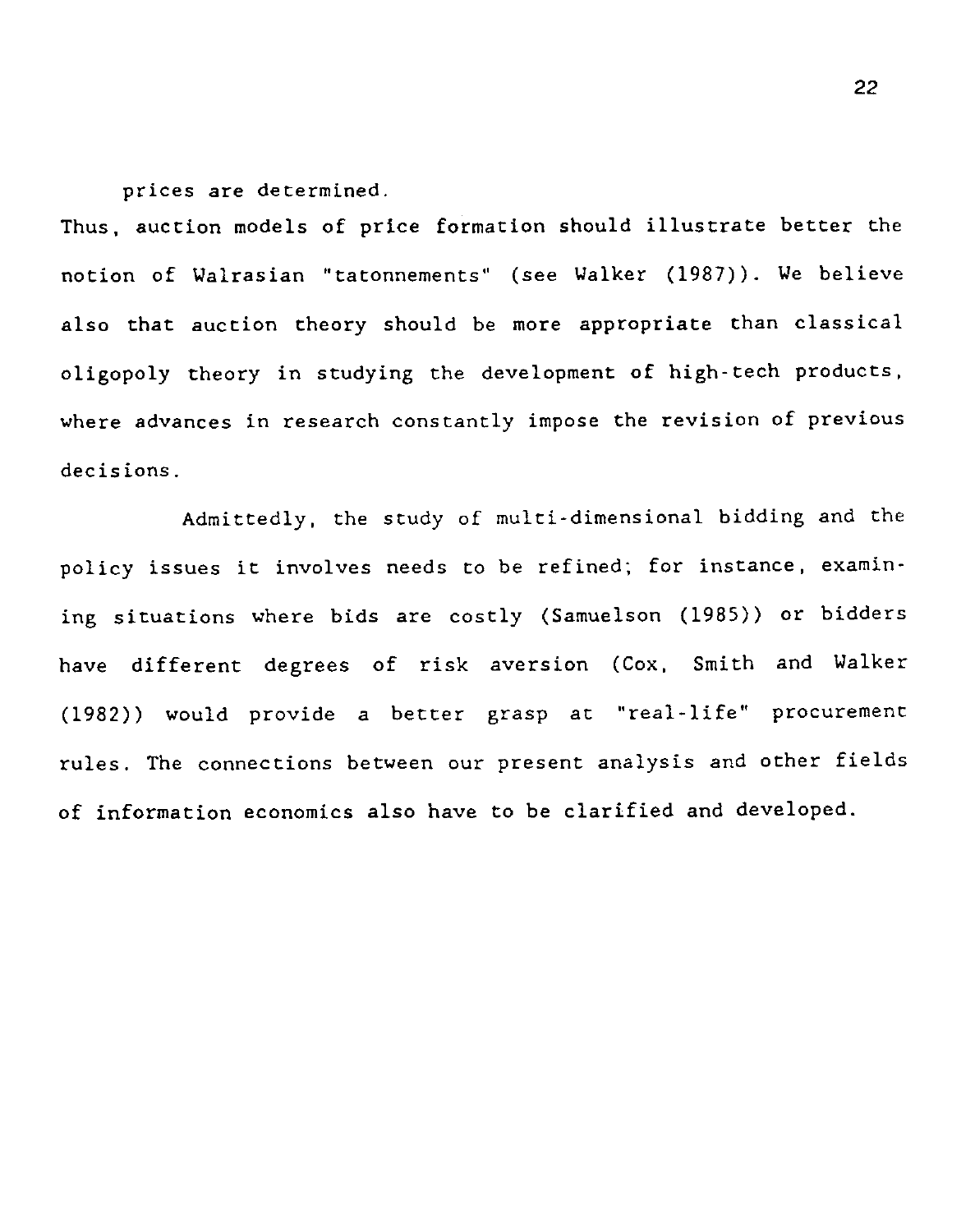prices are determined.

Thus, auction models of price formation should illustrate better the notion of Walrasian "tatonnements" (see Walker (1987)). We believe also that auction theory should be more appropriate than classical oligopoly theory in studying the development of high-tech products, where advances in research constantly impose the revision of previous decisions.

Admittedly, the study of multi-dimensional bidding and the policy issues it involves needs to be refined; for instance, examining situations where bids are costly (Samuelson (1985)) or bidders have different degrees of risk aversion (Cox, Smith and Walker (1982)) would provide a better grasp at "real-life" procurement rules. The connections between our present analysis and other fields of information economics also have to be clarified and developed.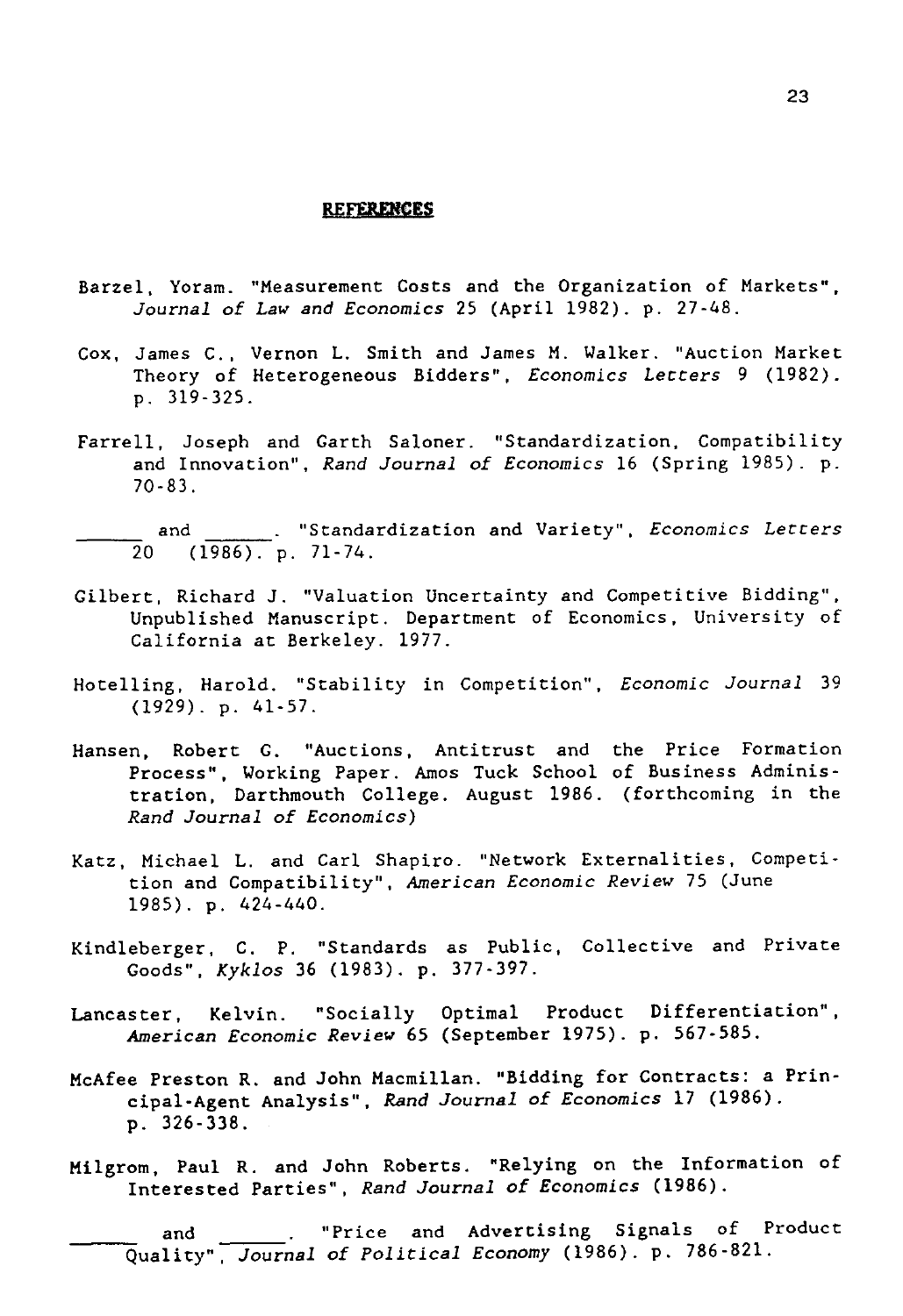## REFERENCES

Barzel, Yoram. "Measurement Costs and the Organization of Markets", *Journal of Law and Economics* 25 (April 1982). p. 27-48.

Cox, James C., Vernon L. Smith and James M. Walker. "Auction Market Theory of Heterogeneous Bidders", *Economics Letters* 9 (1982). p. 319-325.

Farrell, Joseph and Garth Saloner. "Standardization, Compatibility and Innovation", *Rand Journal of Economics* 16 (Spring 1985). p. 70-83.

\_\_\_\_\_\_ and \_\_\_\_\_\_. "Standardization and Variety", *Economics Letters* 20 (1986). p. 71-74.

Gilbert, Richard J. "Valuation Uncertainty and Competitive Bidding", Unpublished Manuscript. Department of Economics, University of California at Berkeley. 1977.

Hotelling, Harold. "Stability in Competition", *Economic Journal* 39 (1929). p. 41-57.

Hansen, Robert G. "Auctions, Antitrust and the Price Formation Process", Working Paper. Amos Tuck School of Business Administration, Darthmouth College. August 1986. (forthcoming in the *Rand Journal of Economics*)

Katz, Michael L. and Carl Shapiro. "Network Externalities, Competition and Compatibility", *American Economic Review* 75 (June 1985). p. 424-440.

Kindleberger, C. P. "Standards as Public, Collective and Private Goods", *Kyklos* 36 (1983). p. 377-397.

Lancaster, Kelvin. "Socially Optimal Product Differentiation", *American Economic Review* 65 (September 1975). p. 567-585.

McAfee Preston R. and John Macmillan. "Bidding for Contracts: a Principal-Agent Analysis", *Rand Journal of Economics* 17 (1986). p. 326-338.

Milgrom, Paul R. and John Roberts. "Relying on the Information of Interested Parties", *Rand Journal of Economics* (1986).

\_\_\_\_\_\_ and \_\_\_\_\_\_. "Price and Advertising Signals of Product Quality", *Journal of Political Economy* (1986). p. 786-821.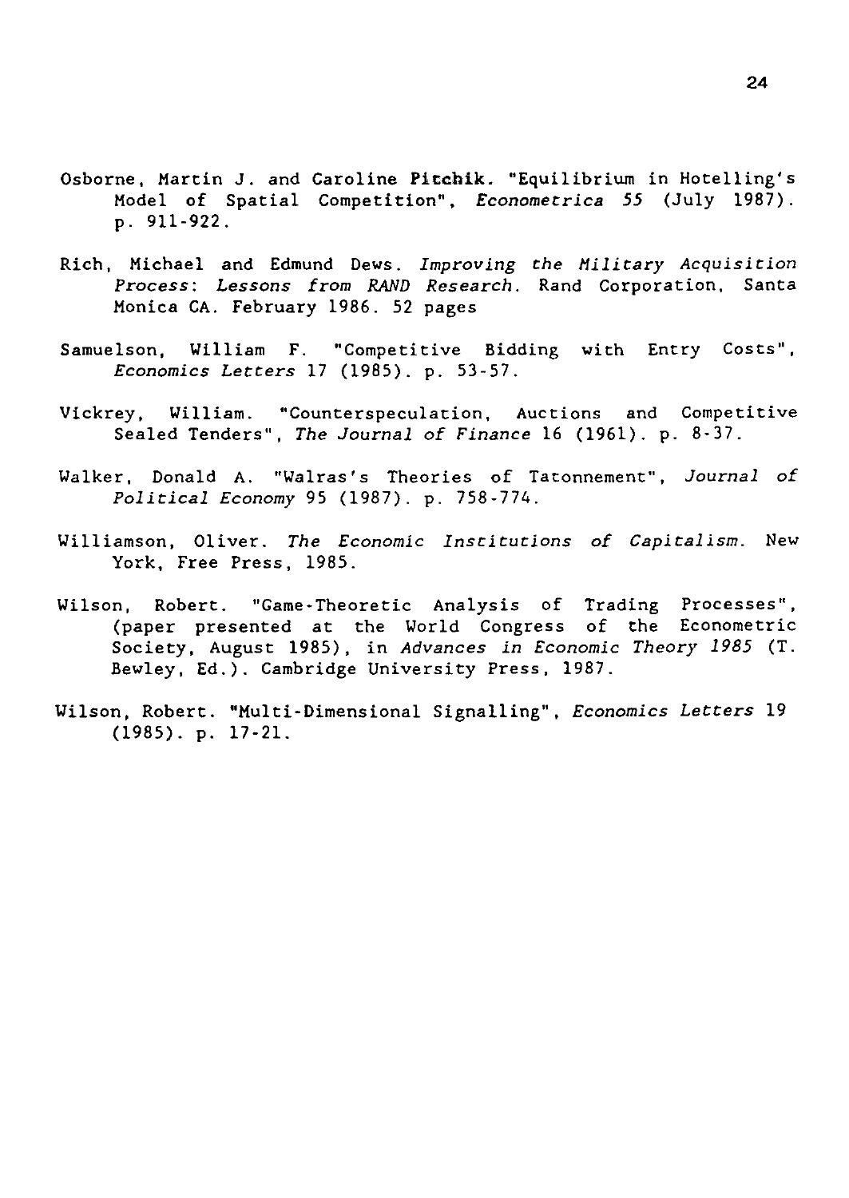Osborne, Martin J. and Caroline Pitchik. "Equilibrium in Hotelling's Model of Spatial Competition", *Econometrica 55* (July 1987). p. 911-922.

Rich, Michael and Edmund Dews. *Improving the Military Acquisition Process: Lessons from RAND Research*. Rand Corporation, Santa Monica CA. February 1986. 52 pages

Samuelson, William F. "Competitive Bidding with Entry Costs", *Economics Letters* 17 (1985). p. 53-57.

Vickrey, William. "Counterspeculation, Auctions and Competitive Sealed Tenders", *The Journal of Finance* 16 (1961). p. 8-37.

Walker, Donald A. "Walras's Theories of Tatonnement", *Journal of Political Economy* 95 (1987). p. 758-774.

Williamson, Oliver. *The Economic Institutions of Capitalism*. New York, Free Press, 1985.

Wilson, Robert. "Game-Theoretic Analysis of Trading Processes", (paper presented at the World Congress of the Econometric Society, August 1985), in *Advances in Economic Theory 1985* (T. Bewley, Ed.). Cambridge University Press, 1987.

Wilson, Robert. "Multi-Dimensional Signalling", *Economics Letters* 19 (1985). p. 17-21.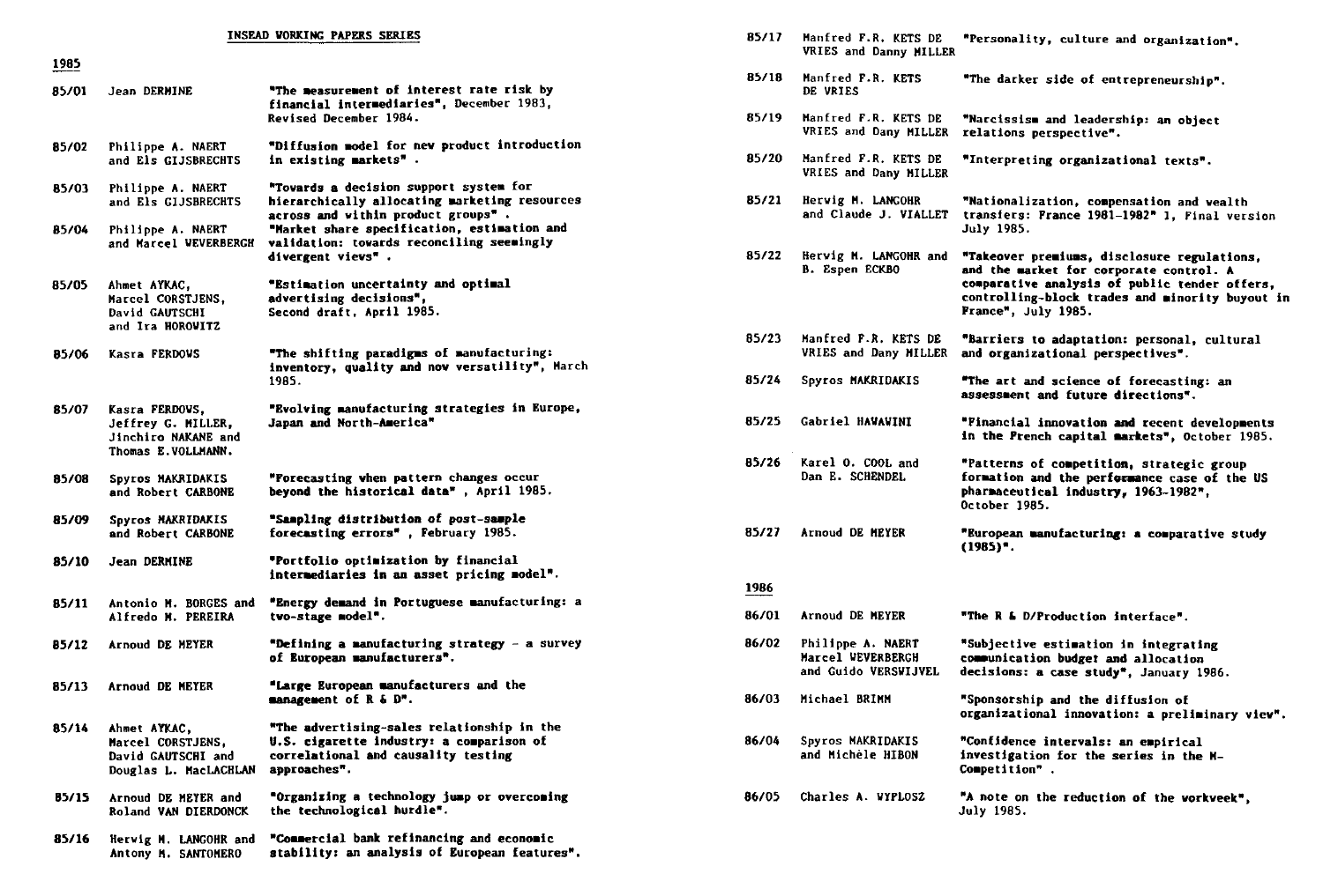## INSEAD WORKING PAPERS SERIES

### 1985

| | | |
|---|---|---|
| 85/01 | Jean DERMINE | "The measurement of interest rate risk by financial intermediaries", December 1983, Revised December 1984. |
| 85/02 | Philippe A. NAERT and Els GIJSBRECHTS | "Diffusion model for new product introduction in existing markets" . |
| 85/03 | Philippe A. NAERT and Els GIJSBRECHTS | "Towards a decision support system for hierarchically allocating marketing resources across and within product groups" . |
| 85/04 | Philippe A. NAERT and Marcel WEVERBERGH | "Market share specification, estimation and validation: towards reconciling seemingly divergent views" . |
| 85/05 | Ahmet AYKAC, Marcel CORSTJENS, David GAUTSCHI and Ira HOROWITZ | "Estimation uncertainty and optimal advertising decisions", Second draft, April 1985. |
| 85/06 | Kasra FERDOWS | "The shifting paradigms of manufacturing: inventory, quality and now versatility", March 1985. |
| 85/07 | Kasra FERDOWS, Jeffrey G. MILLER, Jinchiro NAKANE and Thomas E.VOLLMANN. | "Evolving manufacturing strategies in Europe, Japan and North-America" |
| 85/08 | Spyros MAKRIDAKIS and Robert CARBONE | "Forecasting when pattern changes occur beyond the historical data" , April 1985. |
| 85/09 | Spyros MAKRIDAKIS and Robert CARBONE | "Sampling distribution of post-sample forecasting errors" , February 1985. |
| 85/10 | Jean DERMINE | "Portfolio optimization by financial intermediaries in an asset pricing model". |
| 85/11 | Antonio M. BORGES and Alfredo M. PEREIRA | "Energy demand in Portuguese manufacturing: a two-stage model". |
| 85/12 | Arnoud DE MEYER | "Defining a manufacturing strategy - a survey of European manufacturers". |
| 85/13 | Arnoud DE MEYER | "Large European manufacturers and the management of R & D". |
| 85/14 | Ahmet AYKAC, Marcel CORSTJENS, David GAUTSCHI and Douglas L. MacLACHLAN | "The advertising-sales relationship in the U.S. cigarette industry: a comparison of correlational and causality testing approaches". |
| 85/15 | Arnoud DE MEYER and Roland VAN DIERDONCK | "Organizing a technology jump or overcoming the technological hurdle". |
| 85/16 | Hervig M. LANGOHR and Antony M. SANTOMERO | "Commercial bank refinancing and economic stability: an analysis of European features". |
| 85/17 | Manfred F.R. KETS DE VRIES and Danny MILLER | "Personality, culture and organization". |
| 85/18 | Manfred F.R. KETS DE VRIES | "The darker side of entrepreneurship". |
| 85/19 | Manfred F.R. KETS DE VRIES and Dany MILLER | "Narcissism and leadership: an object relations perspective". |
| 85/20 | Manfred F.R. KETS DE VRIES and Dany MILLER | "Interpreting organizational texts". |
| 85/21 | Herwig M. LANGOHR and Claude J. VIALLET | "Nationalization, compensation and wealth transfers: France 1981-1982" 1, Final version July 1985. |
| 85/22 | Herwig M. LANGOHR and B. Espen ECKBO | "Takeover premiums, disclosure regulations, and the market for corporate control. A comparative analysis of public tender offers, controlling-block trades and minority buyout in France", July 1985. |
| 85/23 | Manfred F.R. KETS DE VRIES and Dany MILLER | "Barriers to adaptation: personal, cultural and organizational perspectives". |
| 85/24 | Spyros MAKRIDAKIS | "The art and science of forecasting: an assessment and future directions". |
| 85/25 | Gabriel HAWAWINI | "Financial innovation and recent developments in the French capital markets", October 1985. |
| 85/26 | Karel O. COOL and Dan E. SCHENDEL | "Patterns of competition, strategic group formation and the performance case of the US pharmaceutical industry, 1963-1982", October 1985. |
| 85/27 | Arnoud DE MEYER | "European manufacturing: a comparative study (1985)". |

### 1986

| | | |
|---|---|---|
| 86/01 | Arnoud DE MEYER | "The R & D/Production interface". |
| 86/02 | Philippe A. NAERT Marcel WEVERBERGH and Guido VERSWIJVEL | "Subjective estimation in integrating communication budget and allocation decisions: a case study", January 1986. |
| 86/03 | Michael BRIMM | "Sponsorship and the diffusion of organizational innovation: a preliminary view". |
| 86/04 | Spyros MAKRIDAKIS and Michèle HIBON | "Confidence intervals: an empirical investigation for the series in the M-Competition" . |
| 86/05 | Charles A. WYPLOSZ | "A note on the reduction of the workweek", July 1985. |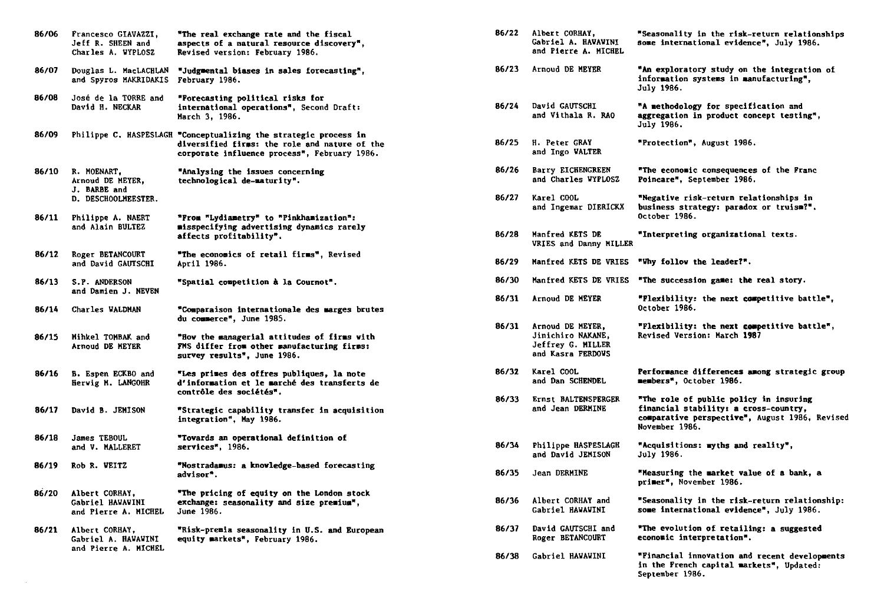| | | |
|---|---|---|
| 86/06 | Francesco GIAVAZZI, Jeff R. SHEEN and Charles A. WYPLOSZ | "The real exchange rate and the fiscal aspects of a natural resource discovery", Revised version: February 1986. |
| 86/07 | Douglas L. MacLACHLAN and Spyros MAKRIDAKIS | "Judgmental biases in sales forecasting", February 1986. |
| 86/08 | José de la TORRE and David H. NECKAR | "Forecasting political risks for international operations", Second Draft: March 3, 1986. |
| 86/09 | Philippe C. HASPESLAGH | "Conceptualizing the strategic process in diversified firms: the role and nature of the corporate influence process", February 1986. |
| 86/10 | R. MOENART, Arnoud DE MEYER, J. BARBE and D. DESCHOOLMEESTER. | "Analysing the issues concerning technological de-maturity". |
| 86/11 | Philippe A. NAERT and Alain BULTEZ | "From "Lydiametry" to "Pinkhamization": misspecifying advertising dynamics rarely affects profitability". |
| 86/12 | Roger BETANCOURT and David GAUTSCHI | "The economics of retail firms", Revised April 1986. |
| 86/13 | S.P. ANDERSON and Damien J. NEVEN | "Spatial competition à la Cournot". |
| 86/14 | Charles WALDMAN | "Comparaison internationale des marges brutes du commerce", June 1985. |
| 86/15 | Mihkel TOMBAK and Arnoud DE MEYER | "How the managerial attitudes of firms with FMS differ from other manufacturing firms: survey results", June 1986. |
| 86/16 | B. Espen ECKBO and Herwig M. LANGOHR | "Les primes des offres publiques, la note d'information et le marché des transferts de contrôle des sociétés". |
| 86/17 | David B. JEMISON | "Strategic capability transfer in acquisition integration", May 1986. |
| 86/18 | James TEBOUL and V. MALLERET | "Towards an operational definition of services", 1986. |
| 86/19 | Rob R. WEITZ | "Nostradamus: a knowledge-based forecasting advisor". |
| 86/20 | Albert CORHAY, Gabriel HAWAWINI and Pierre A. MICHEL | "The pricing of equity on the London stock exchange: seasonality and size premium", June 1986. |
| 86/21 | Albert CORHAY, Gabriel A. HAWAWINI and Pierre A. MICHEL | "Risk-premia seasonality in U.S. and European equity markets", February 1986. |
| 86/22 | Albert CORHAY, Gabriel A. HAWAWINI and Pierre A. MICHEL | "Seasonality in the risk-return relationships some international evidence", July 1986. |
| 86/23 | Arnoud DE MEYER | "An exploratory study on the integration of information systems in manufacturing", July 1986. |
| 86/24 | David GAUTSCHI and Vithala R. RAO | "A methodology for specification and aggregation in product concept testing", July 1986. |
| 86/25 | H. Peter GRAY and Ingo WALTER | "Protection", August 1986. |
| 86/26 | Barry EICHENGREEN and Charles WYPLOSZ | "The economic consequences of the Franc Poincare", September 1986. |
| 86/27 | Karel COOL and Ingemar DIERICKX | "Negative risk-return relationships in business strategy: paradox or truism?", October 1986. |
| 86/28 | Manfred KETS DE VRIES and Danny MILLER | "Interpreting organizational texts. |
| 86/29 | Manfred KETS DE VRIES | "Why follow the leader?". |
| 86/30 | Manfred KETS DE VRIES | "The succession game: the real story. |
| 86/31 | Arnoud DE MEYER | "Flexibility: the next competitive battle", October 1986. |
| 86/31 | Arnoud DE MEYER, Jinichiro NAKANE, Jeffrey G. MILLER and Kasra FERDOWS | "Flexibility: the next competitive battle", Revised Version: March 1987 |
| 86/32 | Karel COOL and Dan SCHENDEL | Performance differences among strategic group members", October 1986. |
| 86/33 | Ernst BALTENSPERGER and Jean DERMINE | "The role of public policy in insuring financial stability: a cross-country, comparative perspective", August 1986, Revised November 1986. |
| 86/34 | Philippe HASPESLAGH and David JEMISON | "Acquisitions: myths and reality", July 1986. |
| 86/35 | Jean DERMINE | "Measuring the market value of a bank, a primer", November 1986. |
| 86/36 | Albert CORHAY and Gabriel HAWAWINI | "Seasonality in the risk-return relationship: some international evidence", July 1986. |
| 86/37 | David GAUTSCHI and Roger BETANCOURT | "The evolution of retailing: a suggested economic interpretation". |
| 86/38 | Gabriel HAWAWINI | "Financial innovation and recent developments in the French capital markets", Updated: September 1986. |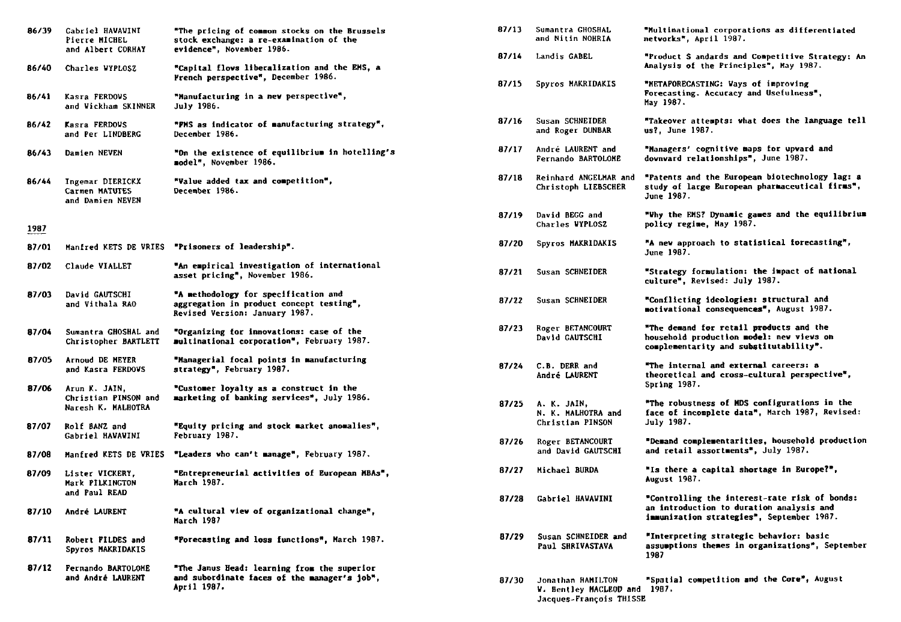| | | |
|---|---|---|
| 86/39 | Gabriel HAWAWINI Pierre MICHEL and Albert CORHAY | "The pricing of common stocks on the Brussels stock exchange: a re-examination of the evidence", November 1986. |
| 86/40 | Charles WYPLOSZ | "Capital flows liberalization and the EMS, a French perspective", December 1986. |
| 86/41 | Kasra FERDOWS and Wickham SKINNER | "Manufacturing in a new perspective", July 1986. |
| 86/42 | Kasra FERDOWS and Per LINDBERG | "FMS as indicator of manufacturing strategy", December 1986. |
| 86/43 | Damien NEVEN | "On the existence of equilibrium in hotelling's model", November 1986. |
| 86/44 | Ingemar DIERICKX Carmen MATUTES and Damien NEVEN | "Value added tax and competition", December 1986. |

1987

| | | |
|---|---|---|
| 87/01 | Manfred KETS DE VRIES | "Prisoners of leadership". |
| 87/02 | Claude VIALLET | "An empirical investigation of international asset pricing", November 1986. |
| 87/03 | David GAUTSCHI and Vithala RAO | "A methodology for specification and aggregation in product concept testing", Revised Version: January 1987. |
| 87/04 | Sumantra GHOSHAL and Christopher BARTLETT | "Organizing for innovations: case of the multinational corporation", February 1987. |
| 87/05 | Arnoud DE MEYER and Kasra FERDOWS | "Managerial focal points in manufacturing strategy", February 1987. |
| 87/06 | Arun K. JAIN, Christian PINSON and Naresh K. MALHOTRA | "Customer loyalty as a construct in the marketing of banking services", July 1986. |
| 87/07 | Rolf BANZ and Gabriel HAWAWINI | "Equity pricing and stock market anomalies", February 1987. |
| 87/08 | Manfred KETS DE VRIES | "Leaders who can't manage", February 1987. |
| 87/09 | Lister VICKERY, Mark PILKINGTON and Paul READ | "Entrepreneurial activities of European MBAs", March 1987. |
| 87/10 | André LAURENT | "A cultural view of organizational change", March 1987 |
| 87/11 | Robert FILDES and Spyros MAKRIDAKIS | "Forecasting and loss functions", March 1987. |
| 87/12 | Fernando BARTOLOME and André LAURENT | "The Janus Head: learning from the superior and subordinate faces of the manager's job", April 1987. |
| 87/13 | Sumantra GHOSHAL and Nitin NOHRIA | "Multinational corporations as differentiated networks", April 1987. |
| 87/14 | Landis GABEL | "Product S andards and Competitive Strategy: An Analysis of the Principles", May 1987. |
| 87/15 | Spyros MAKRIDAKIS | "METAFORECASTING: Ways of improving Forecasting. Accuracy and Usefulness", May 1987. |
| 87/16 | Susan SCHNEIDER and Roger DUNBAR | "Takeover attempts: what does the language tell us?, June 1987. |
| 87/17 | André LAURENT and Fernando BARTOLOME | "Managers' cognitive maps for upward and downward relationships", June 1987. |
| 87/18 | Reinhard ANGELMAR and Christoph LIEBSCHER | "Patents and the European biotechnology lag: a study of large European pharmaceutical firms", June 1987. |
| 87/19 | David BEGG and Charles WYPLOSZ | "Why the EMS? Dynamic games and the equilibrium policy regime, May 1987. |
| 87/20 | Spyros MAKRIDAKIS | "A new approach to statistical forecasting", June 1987. |
| 87/21 | Susan SCHNEIDER | "Strategy formulation: the impact of national culture", Revised: July 1987. |
| 87/22 | Susan SCHNEIDER | "Conflicting ideologies: structural and motivational consequences", August 1987. |
| 87/23 | Roger BETANCOURT David GAUTSCHI | "The demand for retail products and the household production model: new views on complementarity and substitutability". |
| 87/24 | C.B. DERR and André LAURENT | "The internal and external careers: a theoretical and cross-cultural perspective", Spring 1987. |
| 87/25 | A. K. JAIN, N. K. MALHOTRA and Christian PINSON | "The robustness of MDS configurations in the face of incomplete data", March 1987, Revised: July 1987. |
| 87/26 | Roger BETANCOURT and David GAUTSCHI | "Demand complementarities, household production and retail assortments", July 1987. |
| 87/27 | Michael BURDA | "Is there a capital shortage in Europe?", August 1987. |
| 87/28 | Gabriel HAWAWINI | "Controlling the interest-rate risk of bonds: an introduction to duration analysis and immunization strategies", September 1987. |
| 87/29 | Susan SCHNEIDER and Paul SHRIVASTAVA | "Interpreting strategic behavior: basic assumptions themes in organizations", September 1987 |
| 87/30 | Jonathan HAMILTON W. Bentley MACLEOD and Jacques-François THISSE | "Spatial competition and the Core", August 1987. |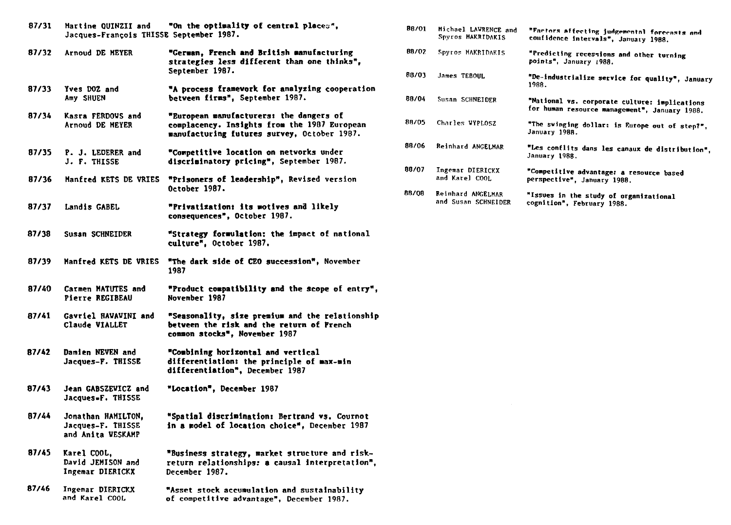| | | |
|---|---|---|
| 87/31 | Martine QUINZII and Jacques-François THISSE | "On the optimality of central places", September 1987. |
| 87/32 | Arnoud DE MEYER | "German, French and British manufacturing strategies less different than one thinks", September 1987. |
| 87/33 | Yves DOZ and Amy SHUEN | "A process framework for analyzing cooperation between firms", September 1987. |
| 87/34 | Kasra FERDOWS and Arnoud DE MEYER | "European manufacturers: the dangers of complacency. Insights from the 1987 European manufacturing futures survey, October 1987. |
| 87/35 | P. J. LEDERER and J. F. THISSE | "Competitive location on networks under discriminatory pricing", September 1987. |
| 87/36 | Manfred KETS DE VRIES | "Prisoners of leadership", Revised version October 1987. |
| 87/37 | Landis GABEL | "Privatization: its motives and likely consequences", October 1987. |
| 87/38 | Susan SCHNEIDER | "Strategy formulation: the impact of national culture", October 1987. |
| 87/39 | Manfred KETS DE VRIES | "The dark side of CEO succession", November 1987 |
| 87/40 | Carmen MATUTES and Pierre REGIBEAU | "Product compatibility and the scope of entry", November 1987 |
| 87/41 | Gavriel HAVAVINI and Claude VIALLET | "Seasonality, size premium and the relationship between the risk and the return of French common stocks", November 1987 |
| 87/42 | Damien NEVEN and Jacques-F. THISSE | "Combining horizontal and vertical differentiation: the principle of max-min differentiation", December 1987 |
| 87/43 | Jean GABSZEVICZ and Jacques-F. THISSE | "Location", December 1987 |
| 87/44 | Jonathan HAMILTON, Jacques-F. THISSE and Anita WESKAMP | "Spatial discrimination: Bertrand vs. Cournot in a model of location choice", December 1987 |
| 87/45 | Karel COOL, David JEMISON and Ingemar DIERICKX | "Business strategy, market structure and risk-return relationships: a causal interpretation", December 1987. |
| 87/46 | Ingemar DIERICKX and Karel COOL | "Asset stock accumulation and sustainability of competitive advantage", December 1987. |
| 88/01 | Michael LAWRENCE and Spyros MAKRIDAKIS | "Factors affecting judgemental forecasts and confidence intervals", January 1988. |
| 88/02 | Spyros MAKRIDAKIS | "Predicting recessions and other turning points", January 1988. |
| 88/03 | James TEBOUL | "De-industrialize service for quality", January 1988. |
| 88/04 | Susan SCHNEIDER | "National vs. corporate culture: implications for human resource management", January 1988. |
| 88/05 | Charles WYPLOSZ | "The swinging dollar: is Europe out of step?", January 1988. |
| 88/06 | Reinhard ANGELMAR | "Les conflits dans les canaux de distribution", January 1988. |
| 88/07 | Ingemar DIERICKX and Karel COOL | "Competitive advantage: a resource based perspective", January 1988. |
| 88/08 | Reinhard ANGELMAR and Susan SCHNEIDER | "Issues in the study of organizational cognition", February 1988. |